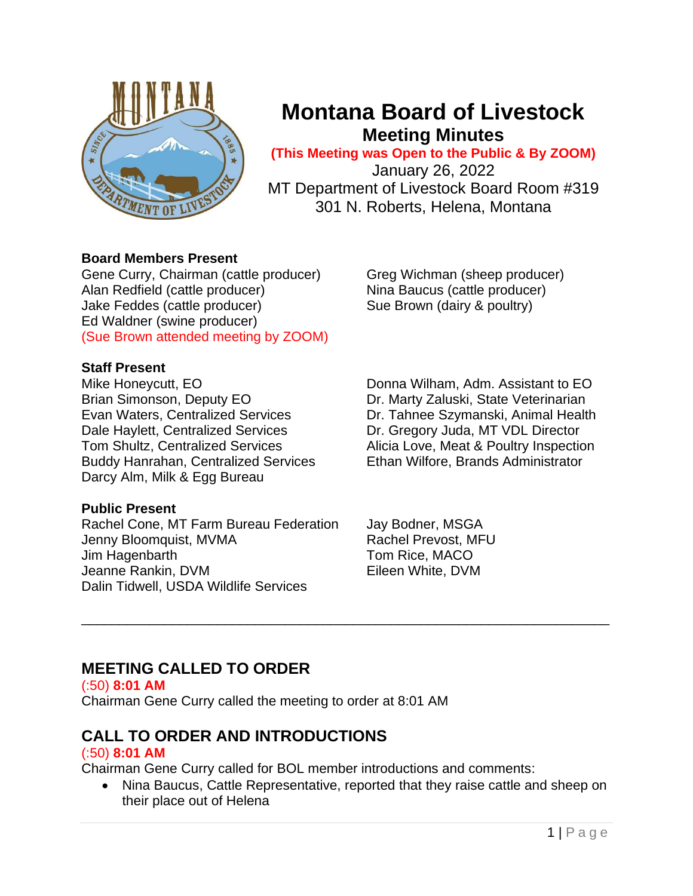# Montana Board of Livestock

## Meeting Minutes

**(This Meeting was Open to the Public & By ZOOM)**

January 26, 2022

MT Department of Livestock Board Room #319

301 N. Roberts, Helena, Montana

**Board Members Present**

Gene Curry, Chairman (cattle producer)
Alan Redfield (cattle producer)
Jake Feddes (cattle producer)
Ed Waldner (swine producer)
(Sue Brown attended meeting by ZOOM)
Greg Wichman (sheep producer)
Nina Baucus (cattle producer)
Sue Brown (dairy & poultry)

**Staff Present**

Mike Honeycutt, EO
Brian Simonson, Deputy EO
Evan Waters, Centralized Services
Dale Haylett, Centralized Services
Tom Shultz, Centralized Services
Buddy Hanrahan, Centralized Services
Darcy Alm, Milk & Egg Bureau
Donna Wilham, Adm. Assistant to EO
Dr. Marty Zaluski, State Veterinarian
Dr. Tahnee Szymanski, Animal Health
Dr. Gregory Juda, MT VDL Director
Alicia Love, Meat & Poultry Inspection
Ethan Wilfore, Brands Administrator

**Public Present**

Rachel Cone, MT Farm Bureau Federation
Jenny Bloomquist, MVMA
Jim Hagenbarth
Jeanne Rankin, DVM
Dalin Tidwell, USDA Wildlife Services
Jay Bodner, MSGA
Rachel Prevost, MFU
Tom Rice, MACO
Eileen White, DVM

---

## MEETING CALLED TO ORDER

(:50) **8:01 AM**

Chairman Gene Curry called the meeting to order at 8:01 AM

## CALL TO ORDER AND INTRODUCTIONS

(:50) **8:01 AM**

Chairman Gene Curry called for BOL member introductions and comments:

- Nina Baucus, Cattle Representative, reported that they raise cattle and sheep on their place out of Helena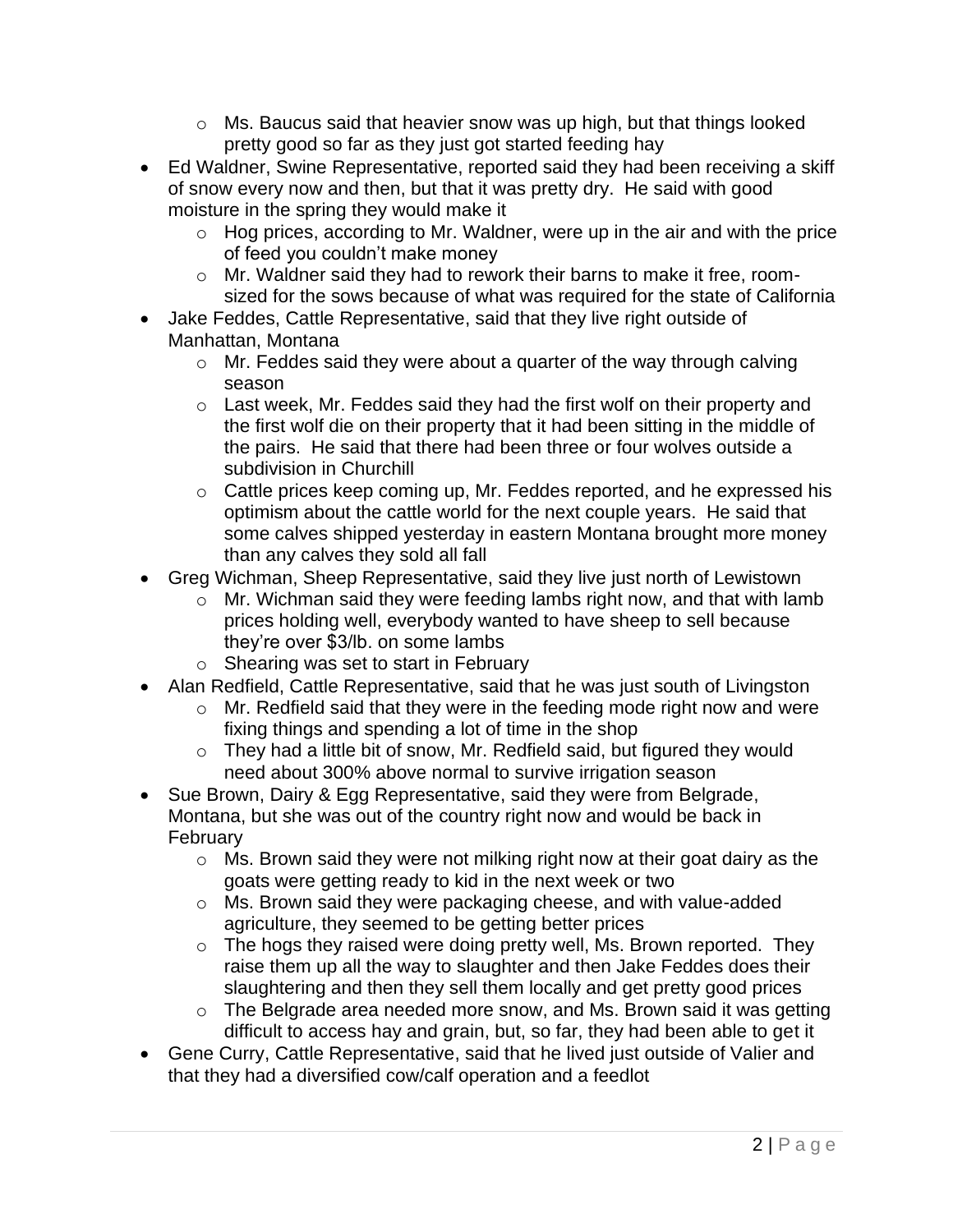- Ms. Baucus said that heavier snow was up high, but that things looked pretty good so far as they just got started feeding hay
- Ed Waldner, Swine Representative, reported said they had been receiving a skiff of snow every now and then, but that it was pretty dry. He said with good moisture in the spring they would make it
    - Hog prices, according to Mr. Waldner, were up in the air and with the price of feed you couldn't make money
    - Mr. Waldner said they had to rework their barns to make it free, room-sized for the sows because of what was required for the state of California
- Jake Feddes, Cattle Representative, said that they live right outside of Manhattan, Montana
    - Mr. Feddes said they were about a quarter of the way through calving season
    - Last week, Mr. Feddes said they had the first wolf on their property and the first wolf die on their property that it had been sitting in the middle of the pairs. He said that there had been three or four wolves outside a subdivision in Churchill
    - Cattle prices keep coming up, Mr. Feddes reported, and he expressed his optimism about the cattle world for the next couple years. He said that some calves shipped yesterday in eastern Montana brought more money than any calves they sold all fall
- Greg Wichman, Sheep Representative, said they live just north of Lewistown
    - Mr. Wichman said they were feeding lambs right now, and that with lamb prices holding well, everybody wanted to have sheep to sell because they're over $3/lb. on some lambs
    - Shearing was set to start in February
- Alan Redfield, Cattle Representative, said that he was just south of Livingston
    - Mr. Redfield said that they were in the feeding mode right now and were fixing things and spending a lot of time in the shop
    - They had a little bit of snow, Mr. Redfield said, but figured they would need about 300% above normal to survive irrigation season
- Sue Brown, Dairy & Egg Representative, said they were from Belgrade, Montana, but she was out of the country right now and would be back in February
    - Ms. Brown said they were not milking right now at their goat dairy as the goats were getting ready to kid in the next week or two
    - Ms. Brown said they were packaging cheese, and with value-added agriculture, they seemed to be getting better prices
    - The hogs they raised were doing pretty well, Ms. Brown reported. They raise them up all the way to slaughter and then Jake Feddes does their slaughtering and then they sell them locally and get pretty good prices
    - The Belgrade area needed more snow, and Ms. Brown said it was getting difficult to access hay and grain, but, so far, they had been able to get it
- Gene Curry, Cattle Representative, said that he lived just outside of Valier and that they had a diversified cow/calf operation and a feedlot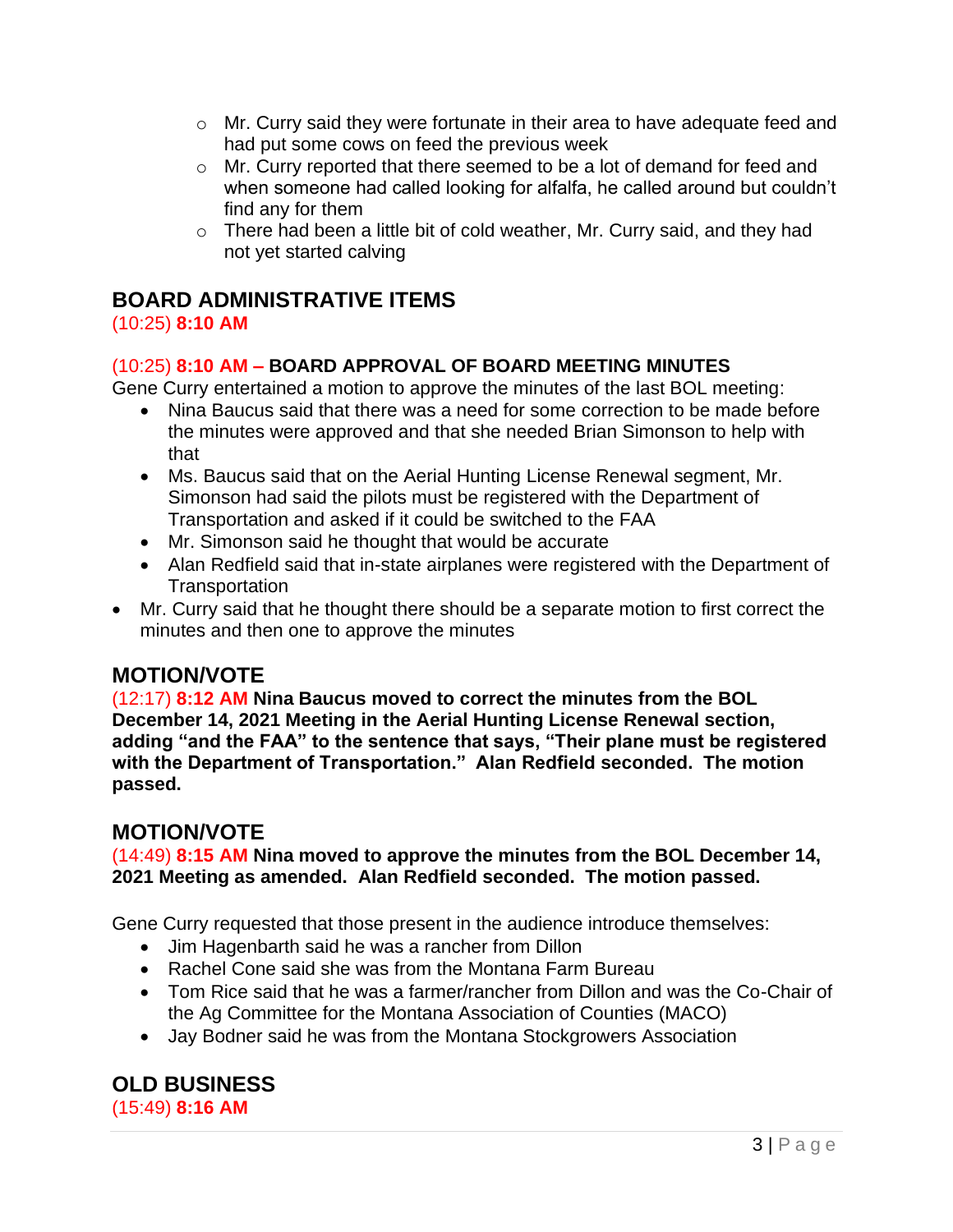- Mr. Curry said they were fortunate in their area to have adequate feed and had put some cows on feed the previous week
  - Mr. Curry reported that there seemed to be a lot of demand for feed and when someone had called looking for alfalfa, he called around but couldn't find any for them
  - There had been a little bit of cold weather, Mr. Curry said, and they had not yet started calving

## BOARD ADMINISTRATIVE ITEMS

(10:25) **8:10 AM**

### (10:25) **8:10 AM – BOARD APPROVAL OF BOARD MEETING MINUTES**

Gene Curry entertained a motion to approve the minutes of the last BOL meeting:

  - Nina Baucus said that there was a need for some correction to be made before the minutes were approved and that she needed Brian Simonson to help with that
  - Ms. Baucus said that on the Aerial Hunting License Renewal segment, Mr. Simonson had said the pilots must be registered with the Department of Transportation and asked if it could be switched to the FAA
  - Mr. Simonson said he thought that would be accurate
  - Alan Redfield said that in-state airplanes were registered with the Department of Transportation
- Mr. Curry said that he thought there should be a separate motion to first correct the minutes and then one to approve the minutes

## MOTION/VOTE

(12:17) **8:12 AM Nina Baucus moved to correct the minutes from the BOL December 14, 2021 Meeting in the Aerial Hunting License Renewal section, adding "and the FAA" to the sentence that says, "Their plane must be registered with the Department of Transportation." Alan Redfield seconded. The motion passed.**

## MOTION/VOTE

(14:49) **8:15 AM Nina moved to approve the minutes from the BOL December 14, 2021 Meeting as amended. Alan Redfield seconded. The motion passed.**

Gene Curry requested that those present in the audience introduce themselves:

- Jim Hagenbarth said he was a rancher from Dillon
- Rachel Cone said she was from the Montana Farm Bureau
- Tom Rice said that he was a farmer/rancher from Dillon and was the Co-Chair of the Ag Committee for the Montana Association of Counties (MACO)
- Jay Bodner said he was from the Montana Stockgrowers Association

## OLD BUSINESS

(15:49) **8:16 AM**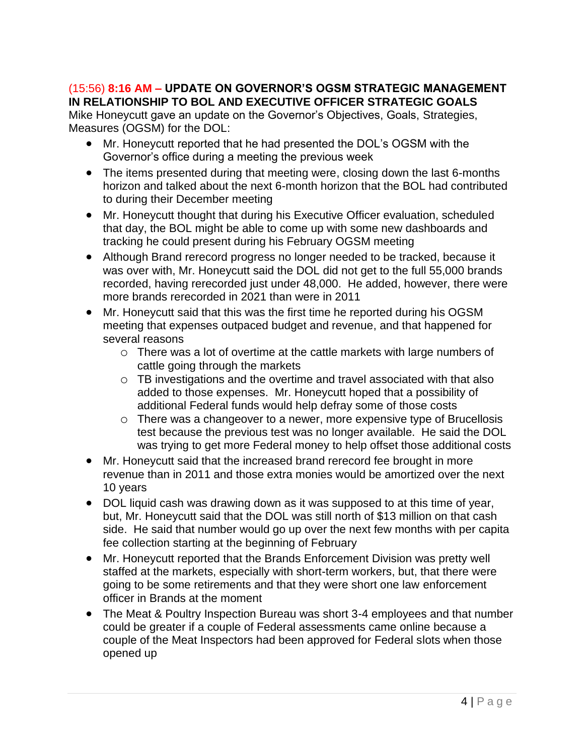(15:56) **8:16 AM – UPDATE ON GOVERNOR'S OGSM STRATEGIC MANAGEMENT IN RELATIONSHIP TO BOL AND EXECUTIVE OFFICER STRATEGIC GOALS**

Mike Honeycutt gave an update on the Governor's Objectives, Goals, Strategies, Measures (OGSM) for the DOL:

- Mr. Honeycutt reported that he had presented the DOL's OGSM with the Governor's office during a meeting the previous week
- The items presented during that meeting were, closing down the last 6-months horizon and talked about the next 6-month horizon that the BOL had contributed to during their December meeting
- Mr. Honeycutt thought that during his Executive Officer evaluation, scheduled that day, the BOL might be able to come up with some new dashboards and tracking he could present during his February OGSM meeting
- Although Brand rerecord progress no longer needed to be tracked, because it was over with, Mr. Honeycutt said the DOL did not get to the full 55,000 brands recorded, having rerecorded just under 48,000. He added, however, there were more brands rerecorded in 2021 than were in 2011
- Mr. Honeycutt said that this was the first time he reported during his OGSM meeting that expenses outpaced budget and revenue, and that happened for several reasons
  - There was a lot of overtime at the cattle markets with large numbers of cattle going through the markets
  - TB investigations and the overtime and travel associated with that also added to those expenses. Mr. Honeycutt hoped that a possibility of additional Federal funds would help defray some of those costs
  - There was a changeover to a newer, more expensive type of Brucellosis test because the previous test was no longer available. He said the DOL was trying to get more Federal money to help offset those additional costs
- Mr. Honeycutt said that the increased brand rerecord fee brought in more revenue than in 2011 and those extra monies would be amortized over the next 10 years
- DOL liquid cash was drawing down as it was supposed to at this time of year, but, Mr. Honeycutt said that the DOL was still north of $13 million on that cash side. He said that number would go up over the next few months with per capita fee collection starting at the beginning of February
- Mr. Honeycutt reported that the Brands Enforcement Division was pretty well staffed at the markets, especially with short-term workers, but, that there were going to be some retirements and that they were short one law enforcement officer in Brands at the moment
- The Meat & Poultry Inspection Bureau was short 3-4 employees and that number could be greater if a couple of Federal assessments came online because a couple of the Meat Inspectors had been approved for Federal slots when those opened up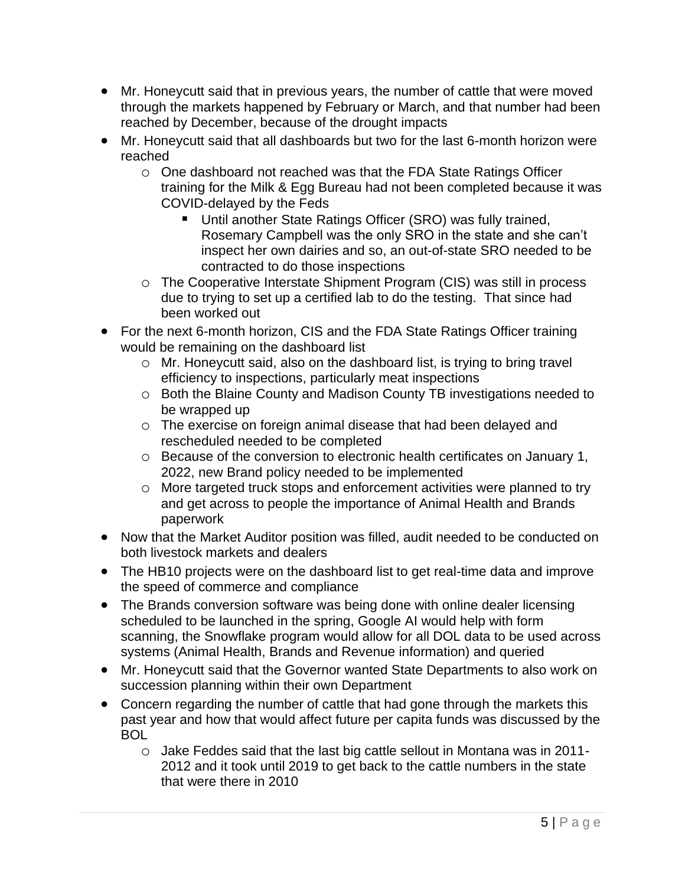- Mr. Honeycutt said that in previous years, the number of cattle that were moved through the markets happened by February or March, and that number had been reached by December, because of the drought impacts
- Mr. Honeycutt said that all dashboards but two for the last 6-month horizon were reached
  - One dashboard not reached was that the FDA State Ratings Officer training for the Milk & Egg Bureau had not been completed because it was COVID-delayed by the Feds
    - Until another State Ratings Officer (SRO) was fully trained, Rosemary Campbell was the only SRO in the state and she can't inspect her own dairies and so, an out-of-state SRO needed to be contracted to do those inspections
  - The Cooperative Interstate Shipment Program (CIS) was still in process due to trying to set up a certified lab to do the testing. That since had been worked out
- For the next 6-month horizon, CIS and the FDA State Ratings Officer training would be remaining on the dashboard list
  - Mr. Honeycutt said, also on the dashboard list, is trying to bring travel efficiency to inspections, particularly meat inspections
  - Both the Blaine County and Madison County TB investigations needed to be wrapped up
  - The exercise on foreign animal disease that had been delayed and rescheduled needed to be completed
  - Because of the conversion to electronic health certificates on January 1, 2022, new Brand policy needed to be implemented
  - More targeted truck stops and enforcement activities were planned to try and get across to people the importance of Animal Health and Brands paperwork
- Now that the Market Auditor position was filled, audit needed to be conducted on both livestock markets and dealers
- The HB10 projects were on the dashboard list to get real-time data and improve the speed of commerce and compliance
- The Brands conversion software was being done with online dealer licensing scheduled to be launched in the spring, Google AI would help with form scanning, the Snowflake program would allow for all DOL data to be used across systems (Animal Health, Brands and Revenue information) and queried
- Mr. Honeycutt said that the Governor wanted State Departments to also work on succession planning within their own Department
- Concern regarding the number of cattle that had gone through the markets this past year and how that would affect future per capita funds was discussed by the BOL
  - Jake Feddes said that the last big cattle sellout in Montana was in 2011-2012 and it took until 2019 to get back to the cattle numbers in the state that were there in 2010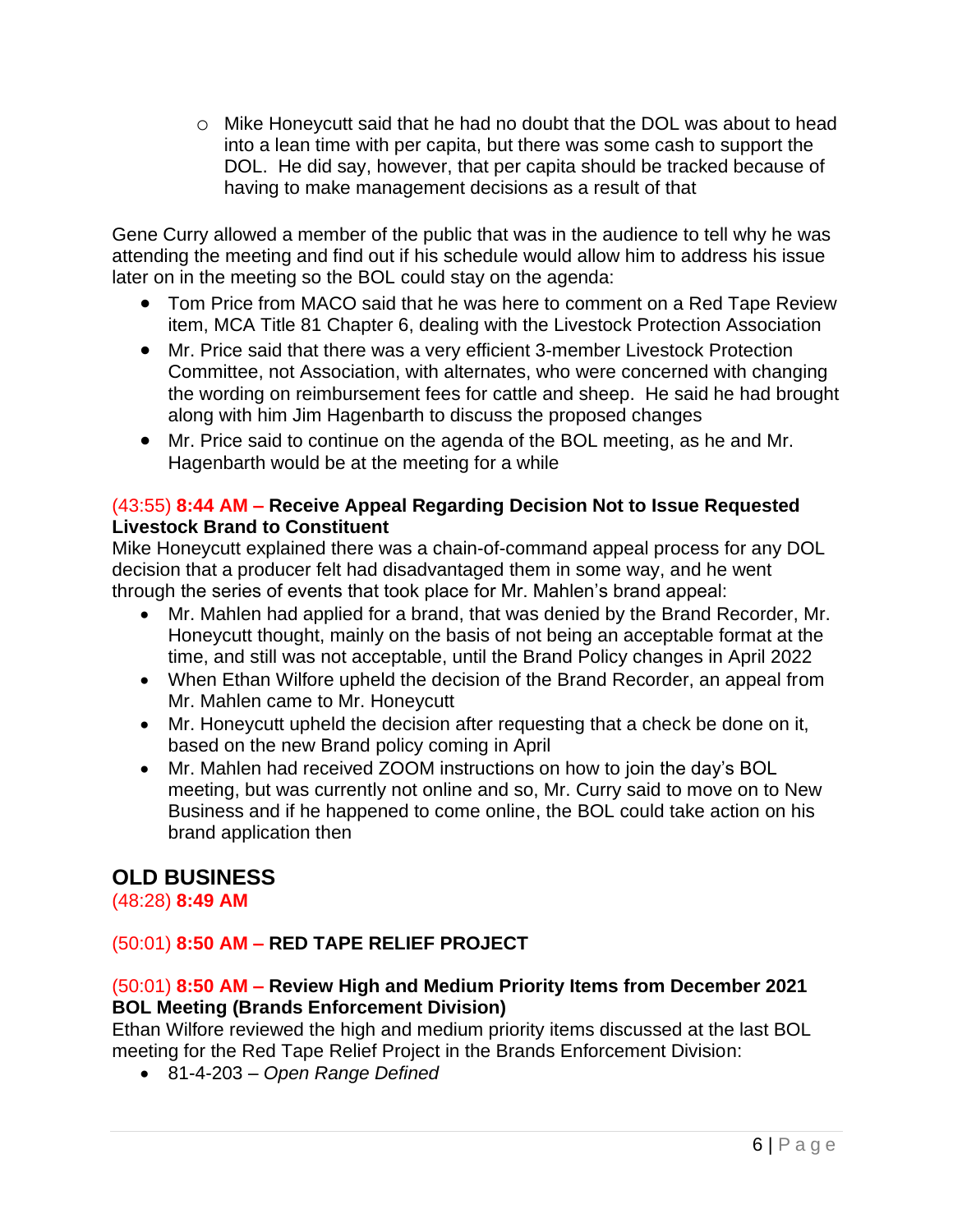- Mike Honeycutt said that he had no doubt that the DOL was about to head into a lean time with per capita, but there was some cash to support the DOL. He did say, however, that per capita should be tracked because of having to make management decisions as a result of that

Gene Curry allowed a member of the public that was in the audience to tell why he was attending the meeting and find out if his schedule would allow him to address his issue later on in the meeting so the BOL could stay on the agenda:

- Tom Price from MACO said that he was here to comment on a Red Tape Review item, MCA Title 81 Chapter 6, dealing with the Livestock Protection Association
- Mr. Price said that there was a very efficient 3-member Livestock Protection Committee, not Association, with alternates, who were concerned with changing the wording on reimbursement fees for cattle and sheep. He said he had brought along with him Jim Hagenbarth to discuss the proposed changes
- Mr. Price said to continue on the agenda of the BOL meeting, as he and Mr. Hagenbarth would be at the meeting for a while

(43:55) **8:44 AM – Receive Appeal Regarding Decision Not to Issue Requested Livestock Brand to Constituent**

Mike Honeycutt explained there was a chain-of-command appeal process for any DOL decision that a producer felt had disadvantaged them in some way, and he went through the series of events that took place for Mr. Mahlen's brand appeal:

- Mr. Mahlen had applied for a brand, that was denied by the Brand Recorder, Mr. Honeycutt thought, mainly on the basis of not being an acceptable format at the time, and still was not acceptable, until the Brand Policy changes in April 2022
- When Ethan Wilfore upheld the decision of the Brand Recorder, an appeal from Mr. Mahlen came to Mr. Honeycutt
- Mr. Honeycutt upheld the decision after requesting that a check be done on it, based on the new Brand policy coming in April
- Mr. Mahlen had received ZOOM instructions on how to join the day's BOL meeting, but was currently not online and so, Mr. Curry said to move on to New Business and if he happened to come online, the BOL could take action on his brand application then

## OLD BUSINESS

(48:28) **8:49 AM**

(50:01) **8:50 AM – RED TAPE RELIEF PROJECT**

(50:01) **8:50 AM – Review High and Medium Priority Items from December 2021 BOL Meeting (Brands Enforcement Division)**

Ethan Wilfore reviewed the high and medium priority items discussed at the last BOL meeting for the Red Tape Relief Project in the Brands Enforcement Division:

- 81-4-203 – *Open Range Defined*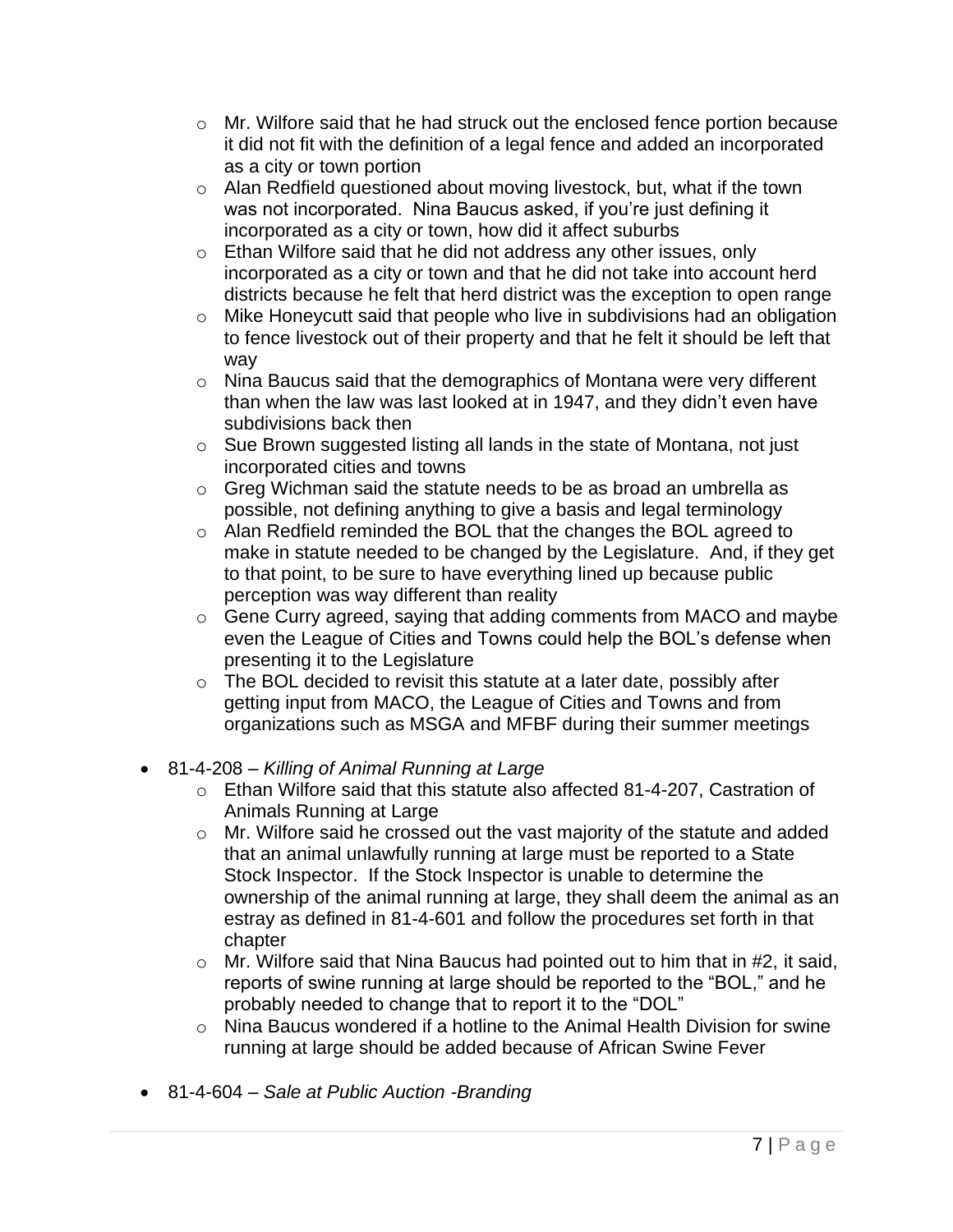- Mr. Wilfore said that he had struck out the enclosed fence portion because it did not fit with the definition of a legal fence and added an incorporated as a city or town portion
- Alan Redfield questioned about moving livestock, but, what if the town was not incorporated. Nina Baucus asked, if you're just defining it incorporated as a city or town, how did it affect suburbs
- Ethan Wilfore said that he did not address any other issues, only incorporated as a city or town and that he did not take into account herd districts because he felt that herd district was the exception to open range
- Mike Honeycutt said that people who live in subdivisions had an obligation to fence livestock out of their property and that he felt it should be left that way
- Nina Baucus said that the demographics of Montana were very different than when the law was last looked at in 1947, and they didn't even have subdivisions back then
- Sue Brown suggested listing all lands in the state of Montana, not just incorporated cities and towns
- Greg Wichman said the statute needs to be as broad an umbrella as possible, not defining anything to give a basis and legal terminology
- Alan Redfield reminded the BOL that the changes the BOL agreed to make in statute needed to be changed by the Legislature. And, if they get to that point, to be sure to have everything lined up because public perception was way different than reality
- Gene Curry agreed, saying that adding comments from MACO and maybe even the League of Cities and Towns could help the BOL's defense when presenting it to the Legislature
- The BOL decided to revisit this statute at a later date, possibly after getting input from MACO, the League of Cities and Towns and from organizations such as MSGA and MFBF during their summer meetings

- 81-4-208 – *Killing of Animal Running at Large*
  - Ethan Wilfore said that this statute also affected 81-4-207, Castration of Animals Running at Large
  - Mr. Wilfore said he crossed out the vast majority of the statute and added that an animal unlawfully running at large must be reported to a State Stock Inspector. If the Stock Inspector is unable to determine the ownership of the animal running at large, they shall deem the animal as an estray as defined in 81-4-601 and follow the procedures set forth in that chapter
  - Mr. Wilfore said that Nina Baucus had pointed out to him that in #2, it said, reports of swine running at large should be reported to the "BOL," and he probably needed to change that to report it to the "DOL"
  - Nina Baucus wondered if a hotline to the Animal Health Division for swine running at large should be added because of African Swine Fever

- 81-4-604 – *Sale at Public Auction -Branding*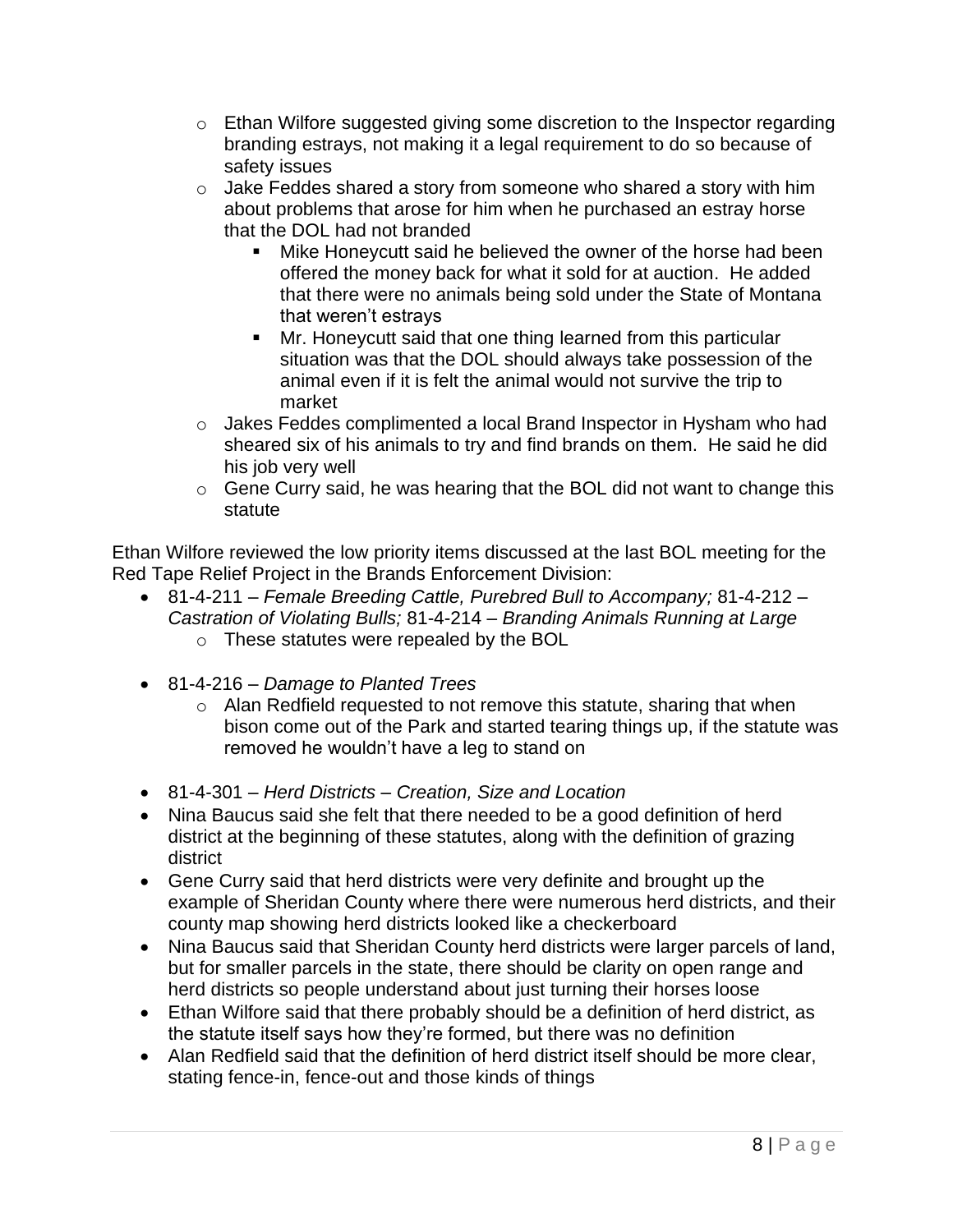- Ethan Wilfore suggested giving some discretion to the Inspector regarding branding estrays, not making it a legal requirement to do so because of safety issues
  - Jake Feddes shared a story from someone who shared a story with him about problems that arose for him when he purchased an estray horse that the DOL had not branded
    - Mike Honeycutt said he believed the owner of the horse had been offered the money back for what it sold for at auction. He added that there were no animals being sold under the State of Montana that weren't estrays
    - Mr. Honeycutt said that one thing learned from this particular situation was that the DOL should always take possession of the animal even if it is felt the animal would not survive the trip to market
  - Jakes Feddes complimented a local Brand Inspector in Hysham who had sheared six of his animals to try and find brands on them. He said he did his job very well
  - Gene Curry said, he was hearing that the BOL did not want to change this statute

Ethan Wilfore reviewed the low priority items discussed at the last BOL meeting for the Red Tape Relief Project in the Brands Enforcement Division:

- 81-4-211 – *Female Breeding Cattle, Purebred Bull to Accompany;* 81-4-212 – *Castration of Violating Bulls;* 81-4-214 – *Branding Animals Running at Large*
  - These statutes were repealed by the BOL

- 81-4-216 – *Damage to Planted Trees*
  - Alan Redfield requested to not remove this statute, sharing that when bison come out of the Park and started tearing things up, if the statute was removed he wouldn't have a leg to stand on

- 81-4-301 – *Herd Districts – Creation, Size and Location*
- Nina Baucus said she felt that there needed to be a good definition of herd district at the beginning of these statutes, along with the definition of grazing district
- Gene Curry said that herd districts were very definite and brought up the example of Sheridan County where there were numerous herd districts, and their county map showing herd districts looked like a checkerboard
- Nina Baucus said that Sheridan County herd districts were larger parcels of land, but for smaller parcels in the state, there should be clarity on open range and herd districts so people understand about just turning their horses loose
- Ethan Wilfore said that there probably should be a definition of herd district, as the statute itself says how they're formed, but there was no definition
- Alan Redfield said that the definition of herd district itself should be more clear, stating fence-in, fence-out and those kinds of things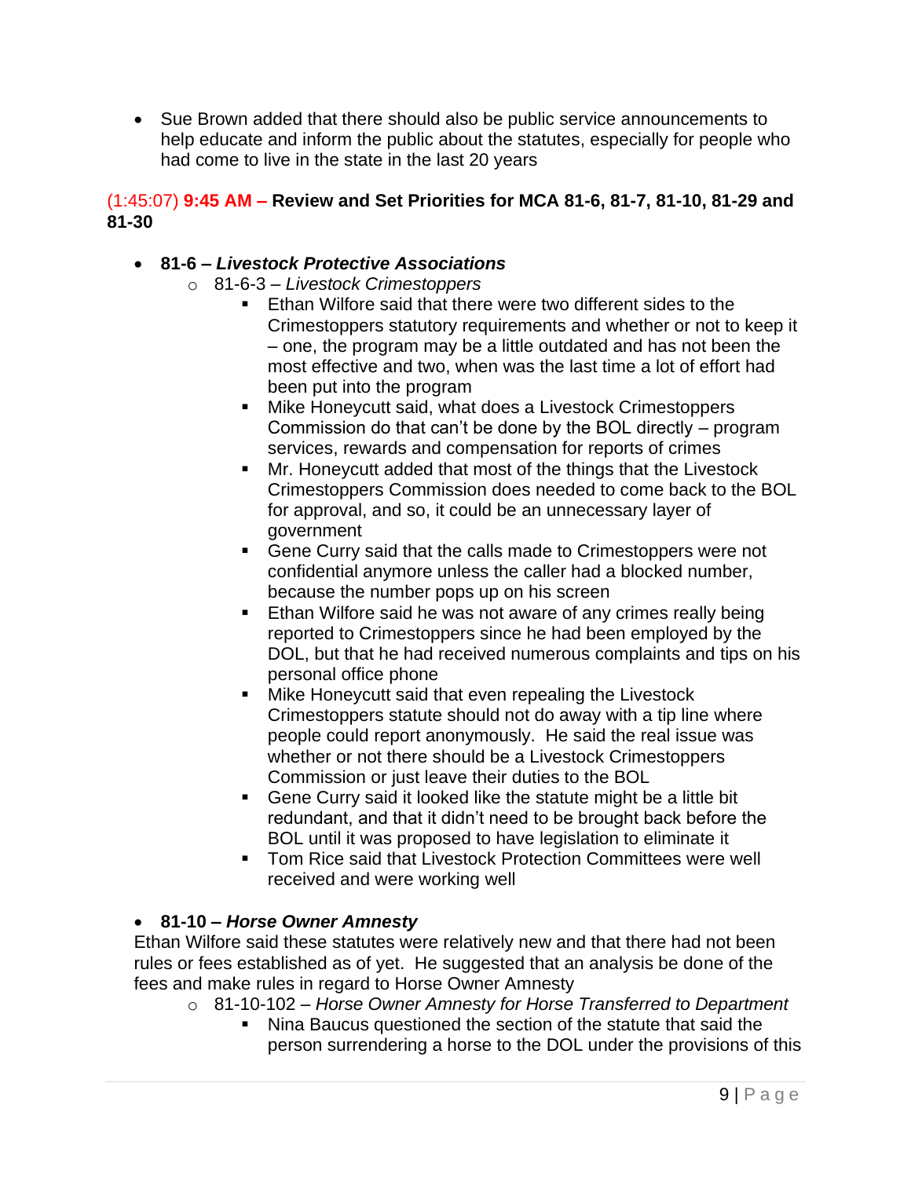- Sue Brown added that there should also be public service announcements to help educate and inform the public about the statutes, especially for people who had come to live in the state in the last 20 years

(1:45:07) **9:45 AM – Review and Set Priorities for MCA 81-6, 81-7, 81-10, 81-29 and 81-30**

- **81-6 – *Livestock Protective Associations***
  - 81-6-3 – *Livestock Crimestoppers*
    - Ethan Wilfore said that there were two different sides to the Crimestoppers statutory requirements and whether or not to keep it – one, the program may be a little outdated and has not been the most effective and two, when was the last time a lot of effort had been put into the program
    - Mike Honeycutt said, what does a Livestock Crimestoppers Commission do that can't be done by the BOL directly – program services, rewards and compensation for reports of crimes
    - Mr. Honeycutt added that most of the things that the Livestock Crimestoppers Commission does needed to come back to the BOL for approval, and so, it could be an unnecessary layer of government
    - Gene Curry said that the calls made to Crimestoppers were not confidential anymore unless the caller had a blocked number, because the number pops up on his screen
    - Ethan Wilfore said he was not aware of any crimes really being reported to Crimestoppers since he had been employed by the DOL, but that he had received numerous complaints and tips on his personal office phone
    - Mike Honeycutt said that even repealing the Livestock Crimestoppers statute should not do away with a tip line where people could report anonymously. He said the real issue was whether or not there should be a Livestock Crimestoppers Commission or just leave their duties to the BOL
    - Gene Curry said it looked like the statute might be a little bit redundant, and that it didn't need to be brought back before the BOL until it was proposed to have legislation to eliminate it
    - Tom Rice said that Livestock Protection Committees were well received and were working well

- **81-10 – *Horse Owner Amnesty***

  Ethan Wilfore said these statutes were relatively new and that there had not been rules or fees established as of yet. He suggested that an analysis be done of the fees and make rules in regard to Horse Owner Amnesty
  - 81-10-102 – *Horse Owner Amnesty for Horse Transferred to Department*
    - Nina Baucus questioned the section of the statute that said the person surrendering a horse to the DOL under the provisions of this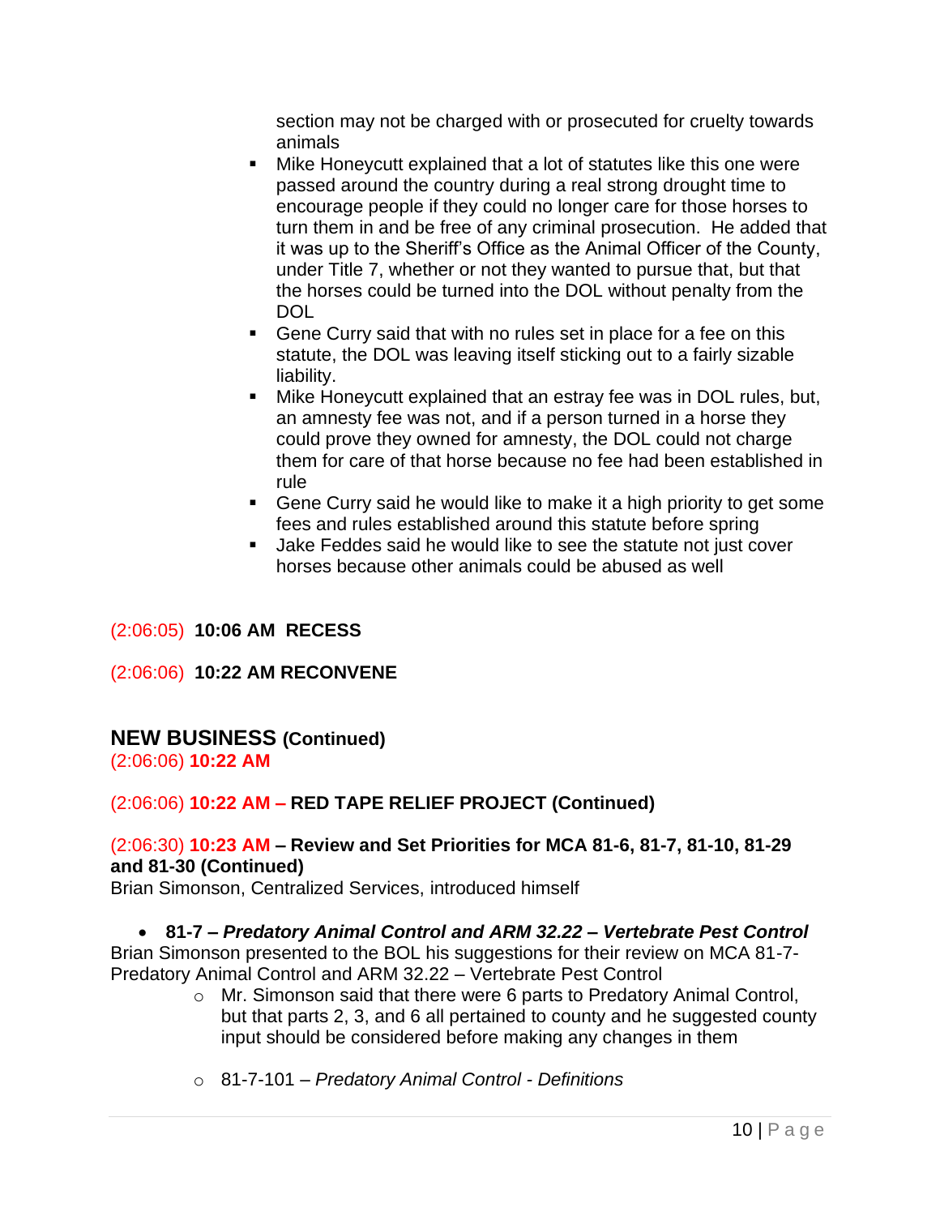section may not be charged with or prosecuted for cruelty towards animals

- Mike Honeycutt explained that a lot of statutes like this one were passed around the country during a real strong drought time to encourage people if they could no longer care for those horses to turn them in and be free of any criminal prosecution. He added that it was up to the Sheriff's Office as the Animal Officer of the County, under Title 7, whether or not they wanted to pursue that, but that the horses could be turned into the DOL without penalty from the DOL
- Gene Curry said that with no rules set in place for a fee on this statute, the DOL was leaving itself sticking out to a fairly sizable liability.
- Mike Honeycutt explained that an estray fee was in DOL rules, but, an amnesty fee was not, and if a person turned in a horse they could prove they owned for amnesty, the DOL could not charge them for care of that horse because no fee had been established in rule
- Gene Curry said he would like to make it a high priority to get some fees and rules established around this statute before spring
- Jake Feddes said he would like to see the statute not just cover horses because other animals could be abused as well

(2:06:05) **10:06 AM RECESS**

(2:06:06) **10:22 AM RECONVENE**

## NEW BUSINESS (Continued)

(2:06:06) **10:22 AM**

(2:06:06) **10:22 AM – RED TAPE RELIEF PROJECT (Continued)**

(2:06:30) **10:23 AM – Review and Set Priorities for MCA 81-6, 81-7, 81-10, 81-29 and 81-30 (Continued)**

Brian Simonson, Centralized Services, introduced himself

- **81-7 – *Predatory Animal Control and ARM 32.22 – Vertebrate Pest Control***

Brian Simonson presented to the BOL his suggestions for their review on MCA 81-7-Predatory Animal Control and ARM 32.22 – Vertebrate Pest Control

- Mr. Simonson said that there were 6 parts to Predatory Animal Control, but that parts 2, 3, and 6 all pertained to county and he suggested county input should be considered before making any changes in them

- 81-7-101 – *Predatory Animal Control - Definitions*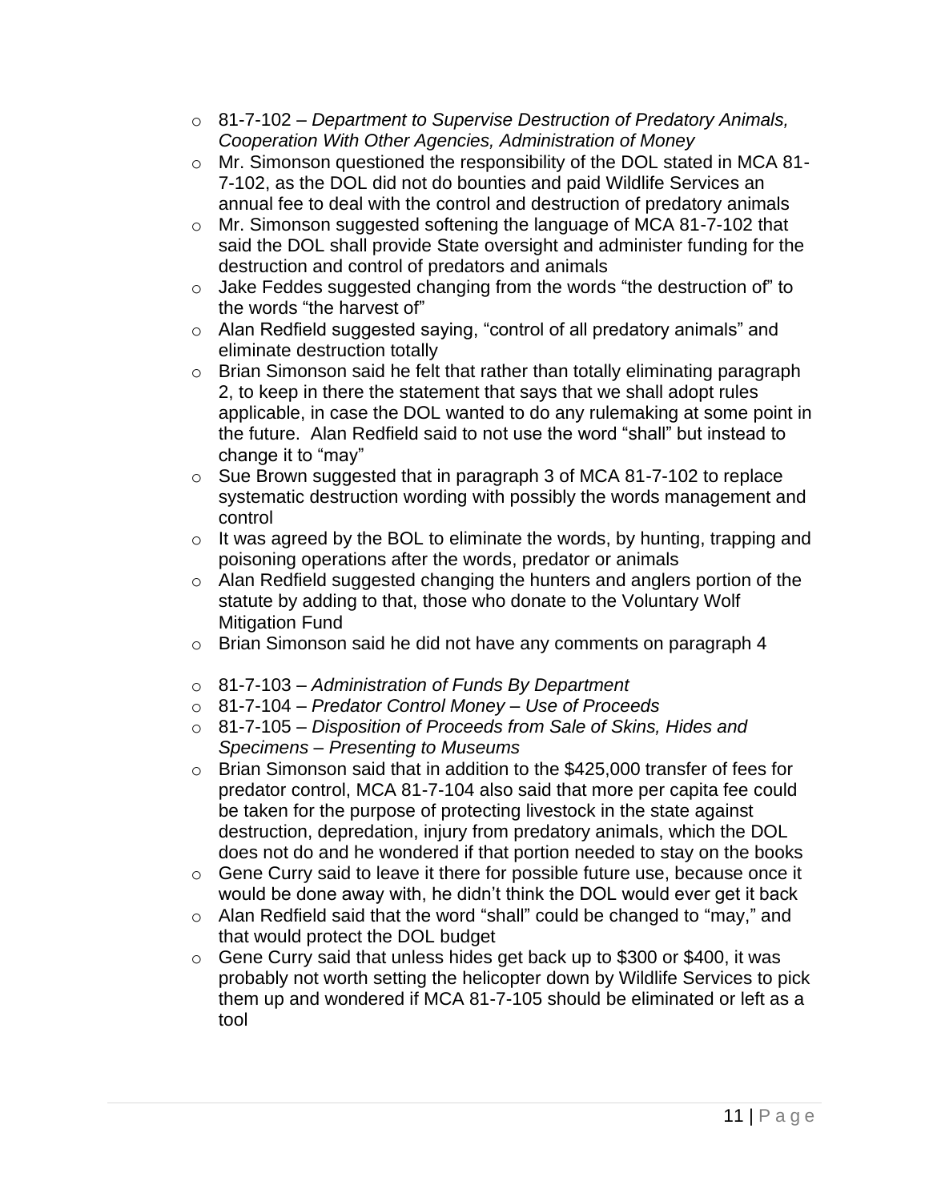- 81-7-102 – *Department to Supervise Destruction of Predatory Animals, Cooperation With Other Agencies, Administration of Money*
- Mr. Simonson questioned the responsibility of the DOL stated in MCA 81-7-102, as the DOL did not do bounties and paid Wildlife Services an annual fee to deal with the control and destruction of predatory animals
- Mr. Simonson suggested softening the language of MCA 81-7-102 that said the DOL shall provide State oversight and administer funding for the destruction and control of predators and animals
- Jake Feddes suggested changing from the words "the destruction of" to the words "the harvest of"
- Alan Redfield suggested saying, "control of all predatory animals" and eliminate destruction totally
- Brian Simonson said he felt that rather than totally eliminating paragraph 2, to keep in there the statement that says that we shall adopt rules applicable, in case the DOL wanted to do any rulemaking at some point in the future. Alan Redfield said to not use the word "shall" but instead to change it to "may"
- Sue Brown suggested that in paragraph 3 of MCA 81-7-102 to replace systematic destruction wording with possibly the words management and control
- It was agreed by the BOL to eliminate the words, by hunting, trapping and poisoning operations after the words, predator or animals
- Alan Redfield suggested changing the hunters and anglers portion of the statute by adding to that, those who donate to the Voluntary Wolf Mitigation Fund
- Brian Simonson said he did not have any comments on paragraph 4

- 81-7-103 – *Administration of Funds By Department*
- 81-7-104 – *Predator Control Money – Use of Proceeds*
- 81-7-105 – *Disposition of Proceeds from Sale of Skins, Hides and Specimens – Presenting to Museums*
- Brian Simonson said that in addition to the $425,000 transfer of fees for predator control, MCA 81-7-104 also said that more per capita fee could be taken for the purpose of protecting livestock in the state against destruction, depredation, injury from predatory animals, which the DOL does not do and he wondered if that portion needed to stay on the books
- Gene Curry said to leave it there for possible future use, because once it would be done away with, he didn't think the DOL would ever get it back
- Alan Redfield said that the word "shall" could be changed to "may," and that would protect the DOL budget
- Gene Curry said that unless hides get back up to $300 or $400, it was probably not worth setting the helicopter down by Wildlife Services to pick them up and wondered if MCA 81-7-105 should be eliminated or left as a tool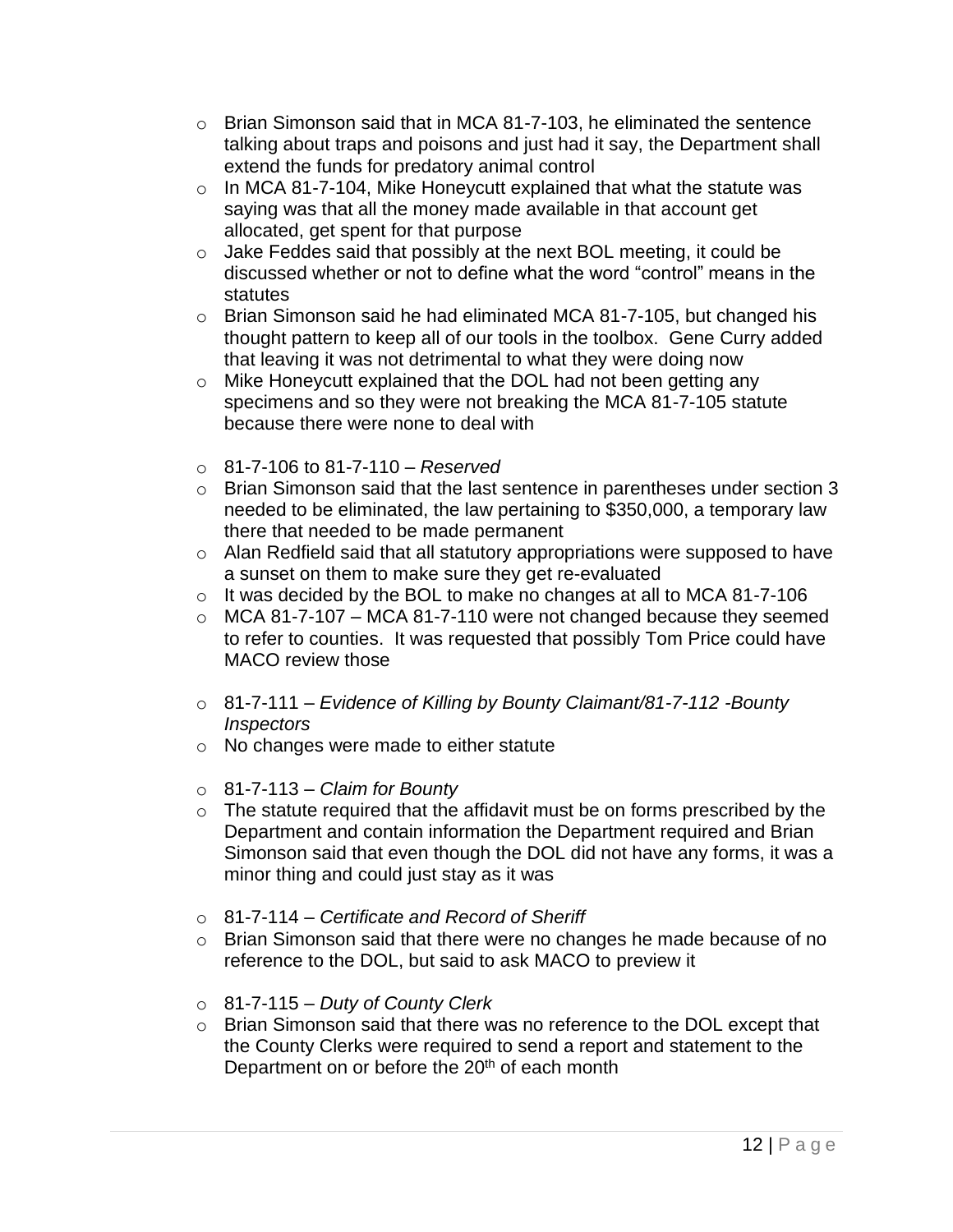- Brian Simonson said that in MCA 81-7-103, he eliminated the sentence talking about traps and poisons and just had it say, the Department shall extend the funds for predatory animal control
- In MCA 81-7-104, Mike Honeycutt explained that what the statute was saying was that all the money made available in that account get allocated, get spent for that purpose
- Jake Feddes said that possibly at the next BOL meeting, it could be discussed whether or not to define what the word "control" means in the statutes
- Brian Simonson said he had eliminated MCA 81-7-105, but changed his thought pattern to keep all of our tools in the toolbox. Gene Curry added that leaving it was not detrimental to what they were doing now
- Mike Honeycutt explained that the DOL had not been getting any specimens and so they were not breaking the MCA 81-7-105 statute because there were none to deal with

- 81-7-106 to 81-7-110 – *Reserved*
- Brian Simonson said that the last sentence in parentheses under section 3 needed to be eliminated, the law pertaining to $350,000, a temporary law there that needed to be made permanent
- Alan Redfield said that all statutory appropriations were supposed to have a sunset on them to make sure they get re-evaluated
- It was decided by the BOL to make no changes at all to MCA 81-7-106
- MCA 81-7-107 – MCA 81-7-110 were not changed because they seemed to refer to counties. It was requested that possibly Tom Price could have MACO review those

- 81-7-111 – *Evidence of Killing by Bounty Claimant/81-7-112 -Bounty Inspectors*
- No changes were made to either statute

- 81-7-113 – *Claim for Bounty*
- The statute required that the affidavit must be on forms prescribed by the Department and contain information the Department required and Brian Simonson said that even though the DOL did not have any forms, it was a minor thing and could just stay as it was

- 81-7-114 – *Certificate and Record of Sheriff*
- Brian Simonson said that there were no changes he made because of no reference to the DOL, but said to ask MACO to preview it

- 81-7-115 – *Duty of County Clerk*
- Brian Simonson said that there was no reference to the DOL except that the County Clerks were required to send a report and statement to the Department on or before the 20th of each month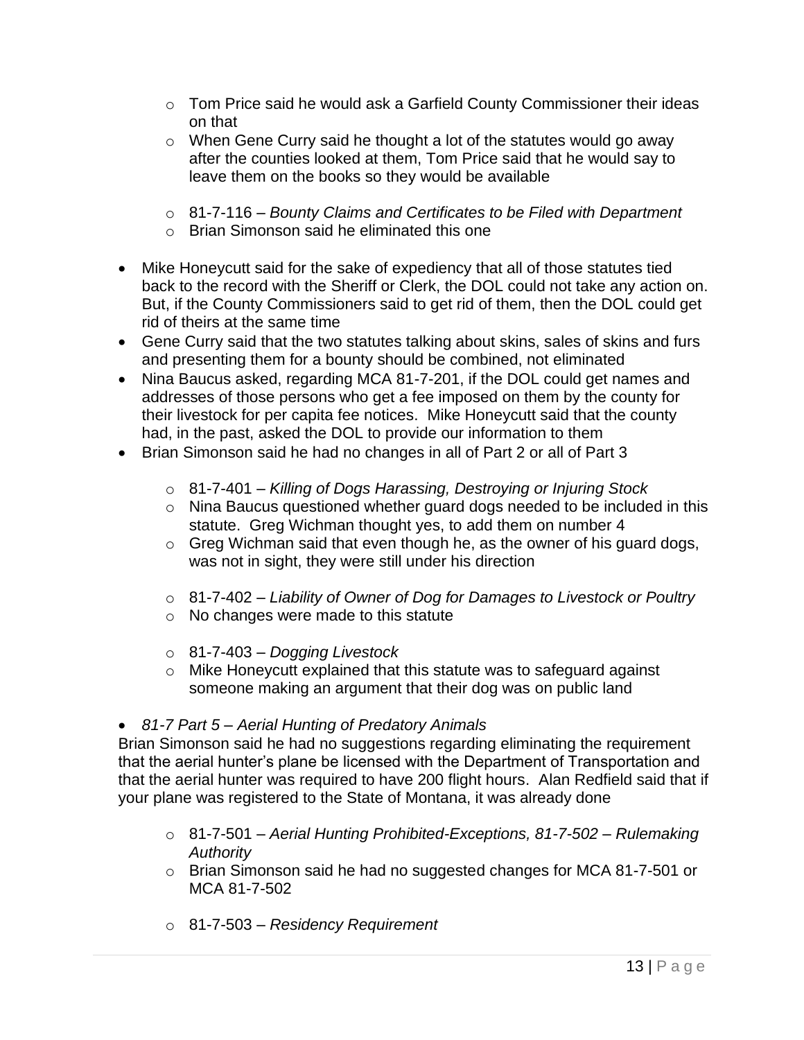- Tom Price said he would ask a Garfield County Commissioner their ideas on that
  - When Gene Curry said he thought a lot of the statutes would go away after the counties looked at them, Tom Price said that he would say to leave them on the books so they would be available

  - 81-7-116 – *Bounty Claims and Certificates to be Filed with Department*
  - Brian Simonson said he eliminated this one

- Mike Honeycutt said for the sake of expediency that all of those statutes tied back to the record with the Sheriff or Clerk, the DOL could not take any action on. But, if the County Commissioners said to get rid of them, then the DOL could get rid of theirs at the same time
- Gene Curry said that the two statutes talking about skins, sales of skins and furs and presenting them for a bounty should be combined, not eliminated
- Nina Baucus asked, regarding MCA 81-7-201, if the DOL could get names and addresses of those persons who get a fee imposed on them by the county for their livestock for per capita fee notices. Mike Honeycutt said that the county had, in the past, asked the DOL to provide our information to them
- Brian Simonson said he had no changes in all of Part 2 or all of Part 3

  - 81-7-401 – *Killing of Dogs Harassing, Destroying or Injuring Stock*
  - Nina Baucus questioned whether guard dogs needed to be included in this statute. Greg Wichman thought yes, to add them on number 4
  - Greg Wichman said that even though he, as the owner of his guard dogs, was not in sight, they were still under his direction

  - 81-7-402 – *Liability of Owner of Dog for Damages to Livestock or Poultry*
  - No changes were made to this statute

  - 81-7-403 – *Dogging Livestock*
  - Mike Honeycutt explained that this statute was to safeguard against someone making an argument that their dog was on public land

- *81-7 Part 5 – Aerial Hunting of Predatory Animals*

Brian Simonson said he had no suggestions regarding eliminating the requirement that the aerial hunter's plane be licensed with the Department of Transportation and that the aerial hunter was required to have 200 flight hours. Alan Redfield said that if your plane was registered to the State of Montana, it was already done

  - 81-7-501 – *Aerial Hunting Prohibited-Exceptions, 81-7-502 – Rulemaking Authority*
  - Brian Simonson said he had no suggested changes for MCA 81-7-501 or MCA 81-7-502

  - 81-7-503 – *Residency Requirement*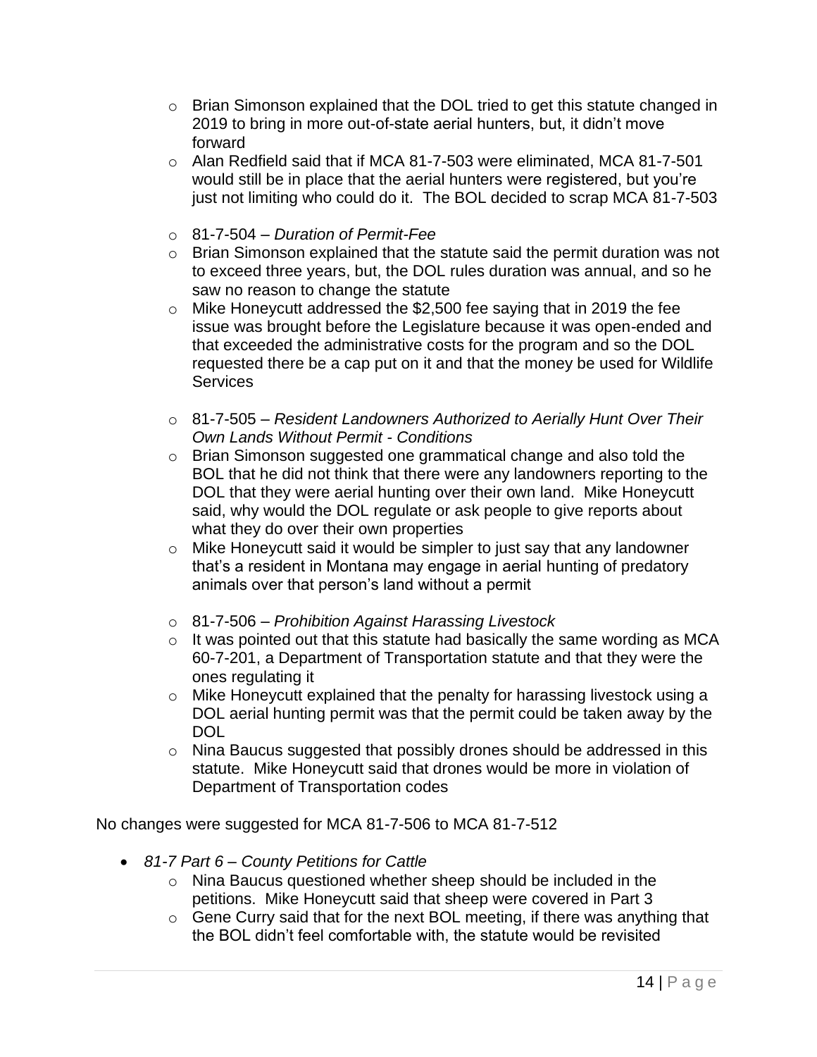- Brian Simonson explained that the DOL tried to get this statute changed in 2019 to bring in more out-of-state aerial hunters, but, it didn't move forward
- Alan Redfield said that if MCA 81-7-503 were eliminated, MCA 81-7-501 would still be in place that the aerial hunters were registered, but you're just not limiting who could do it. The BOL decided to scrap MCA 81-7-503

- 81-7-504 – *Duration of Permit-Fee*
- Brian Simonson explained that the statute said the permit duration was not to exceed three years, but, the DOL rules duration was annual, and so he saw no reason to change the statute
- Mike Honeycutt addressed the $2,500 fee saying that in 2019 the fee issue was brought before the Legislature because it was open-ended and that exceeded the administrative costs for the program and so the DOL requested there be a cap put on it and that the money be used for Wildlife Services

- 81-7-505 – *Resident Landowners Authorized to Aerially Hunt Over Their Own Lands Without Permit - Conditions*
- Brian Simonson suggested one grammatical change and also told the BOL that he did not think that there were any landowners reporting to the DOL that they were aerial hunting over their own land. Mike Honeycutt said, why would the DOL regulate or ask people to give reports about what they do over their own properties
- Mike Honeycutt said it would be simpler to just say that any landowner that's a resident in Montana may engage in aerial hunting of predatory animals over that person's land without a permit

- 81-7-506 – *Prohibition Against Harassing Livestock*
- It was pointed out that this statute had basically the same wording as MCA 60-7-201, a Department of Transportation statute and that they were the ones regulating it
- Mike Honeycutt explained that the penalty for harassing livestock using a DOL aerial hunting permit was that the permit could be taken away by the DOL
- Nina Baucus suggested that possibly drones should be addressed in this statute. Mike Honeycutt said that drones would be more in violation of Department of Transportation codes

No changes were suggested for MCA 81-7-506 to MCA 81-7-512

- *81-7 Part 6 – County Petitions for Cattle*
  - Nina Baucus questioned whether sheep should be included in the petitions. Mike Honeycutt said that sheep were covered in Part 3
  - Gene Curry said that for the next BOL meeting, if there was anything that the BOL didn't feel comfortable with, the statute would be revisited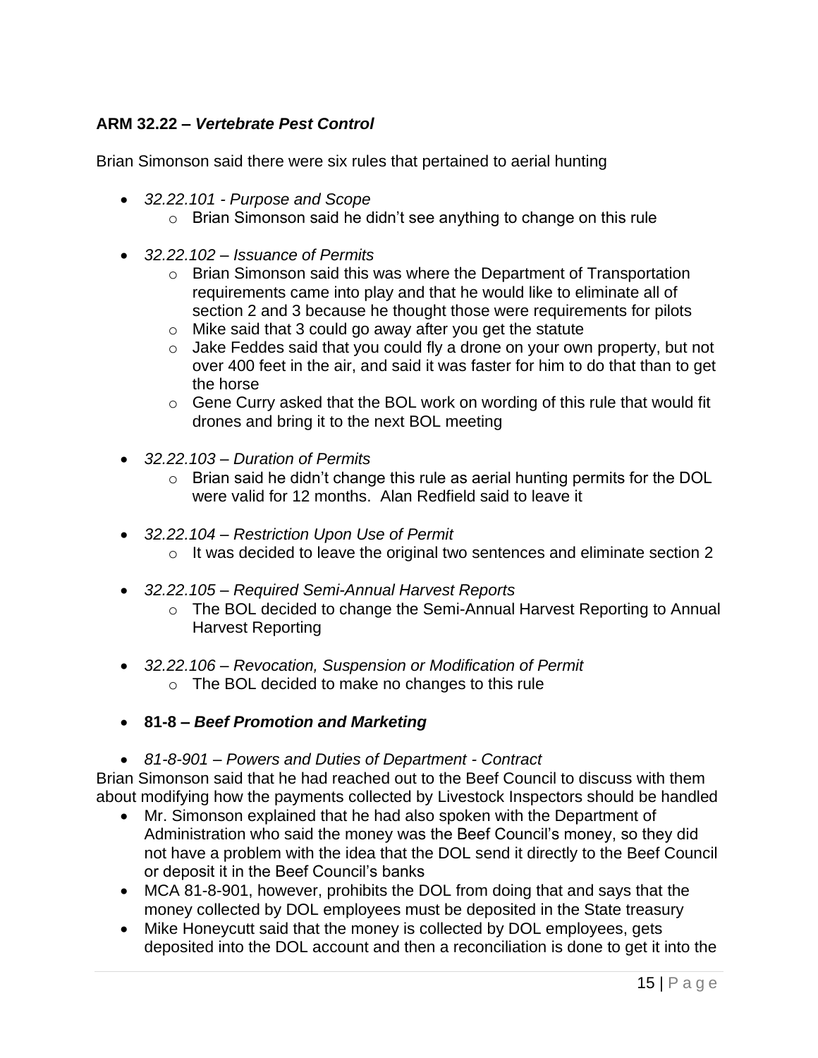**ARM 32.22 – *Vertebrate Pest Control***

Brian Simonson said there were six rules that pertained to aerial hunting

- *32.22.101 - Purpose and Scope*
  - Brian Simonson said he didn't see anything to change on this rule

- *32.22.102 – Issuance of Permits*
  - Brian Simonson said this was where the Department of Transportation requirements came into play and that he would like to eliminate all of section 2 and 3 because he thought those were requirements for pilots
  - Mike said that 3 could go away after you get the statute
  - Jake Feddes said that you could fly a drone on your own property, but not over 400 feet in the air, and said it was faster for him to do that than to get the horse
  - Gene Curry asked that the BOL work on wording of this rule that would fit drones and bring it to the next BOL meeting

- *32.22.103 – Duration of Permits*
  - Brian said he didn't change this rule as aerial hunting permits for the DOL were valid for 12 months. Alan Redfield said to leave it

- *32.22.104 – Restriction Upon Use of Permit*
  - It was decided to leave the original two sentences and eliminate section 2

- *32.22.105 – Required Semi-Annual Harvest Reports*
  - The BOL decided to change the Semi-Annual Harvest Reporting to Annual Harvest Reporting

- *32.22.106 – Revocation, Suspension or Modification of Permit*
  - The BOL decided to make no changes to this rule

- **81-8 – *Beef Promotion and Marketing***

- *81-8-901 – Powers and Duties of Department - Contract*

Brian Simonson said that he had reached out to the Beef Council to discuss with them about modifying how the payments collected by Livestock Inspectors should be handled

- Mr. Simonson explained that he had also spoken with the Department of Administration who said the money was the Beef Council's money, so they did not have a problem with the idea that the DOL send it directly to the Beef Council or deposit it in the Beef Council's banks
- MCA 81-8-901, however, prohibits the DOL from doing that and says that the money collected by DOL employees must be deposited in the State treasury
- Mike Honeycutt said that the money is collected by DOL employees, gets deposited into the DOL account and then a reconciliation is done to get it into the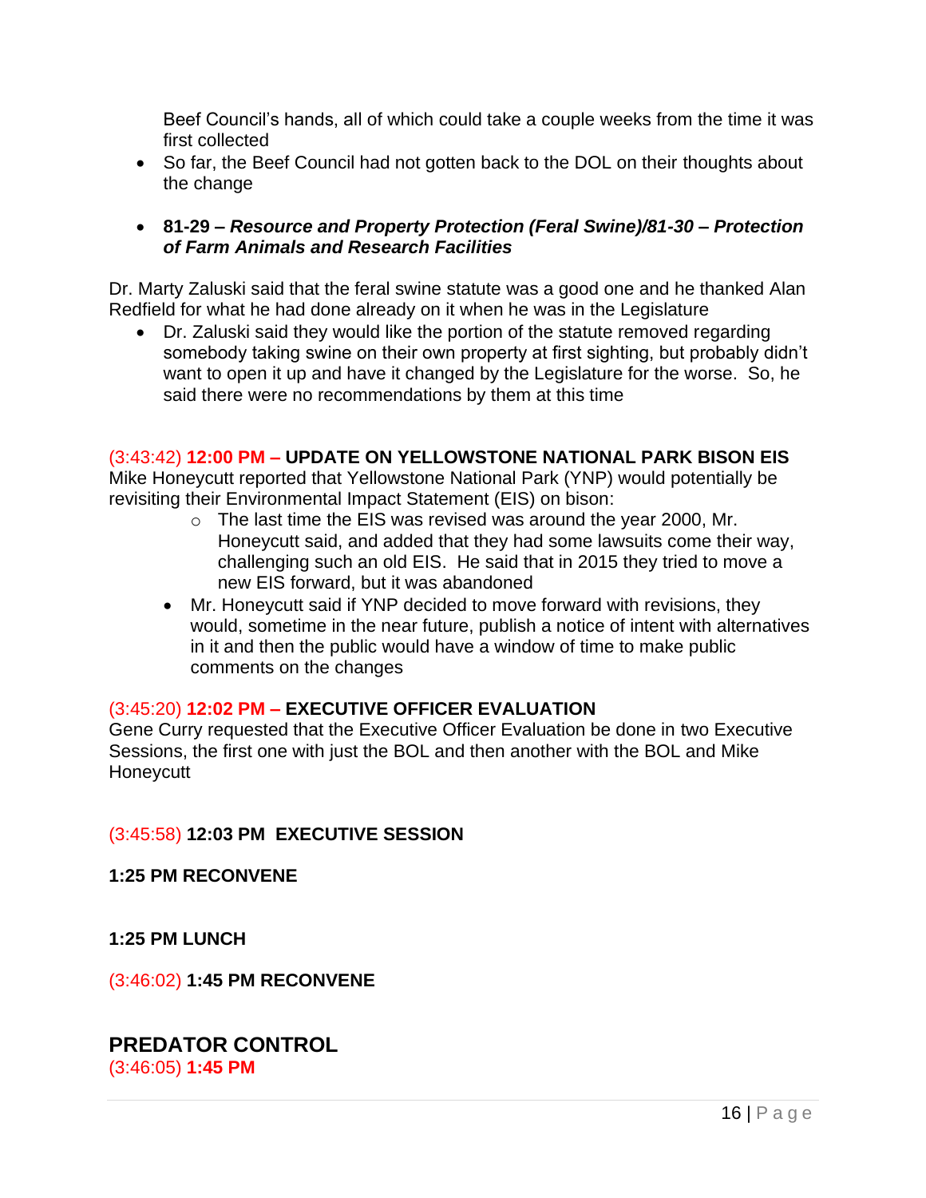Beef Council's hands, all of which could take a couple weeks from the time it was first collected

- So far, the Beef Council had not gotten back to the DOL on their thoughts about the change

- **81-29 –** ***Resource and Property Protection (Feral Swine)/81-30 – Protection of Farm Animals and Research Facilities***

Dr. Marty Zaluski said that the feral swine statute was a good one and he thanked Alan Redfield for what he had done already on it when he was in the Legislature

- Dr. Zaluski said they would like the portion of the statute removed regarding somebody taking swine on their own property at first sighting, but probably didn't want to open it up and have it changed by the Legislature for the worse. So, he said there were no recommendations by them at this time

(3:43:42) **12:00 PM – UPDATE ON YELLOWSTONE NATIONAL PARK BISON EIS**
Mike Honeycutt reported that Yellowstone National Park (YNP) would potentially be revisiting their Environmental Impact Statement (EIS) on bison:

  - The last time the EIS was revised was around the year 2000, Mr. Honeycutt said, and added that they had some lawsuits come their way, challenging such an old EIS. He said that in 2015 they tried to move a new EIS forward, but it was abandoned

- Mr. Honeycutt said if YNP decided to move forward with revisions, they would, sometime in the near future, publish a notice of intent with alternatives in it and then the public would have a window of time to make public comments on the changes

(3:45:20) **12:02 PM – EXECUTIVE OFFICER EVALUATION**
Gene Curry requested that the Executive Officer Evaluation be done in two Executive Sessions, the first one with just the BOL and then another with the BOL and Mike Honeycutt

(3:45:58) **12:03 PM EXECUTIVE SESSION**

**1:25 PM RECONVENE**

**1:25 PM LUNCH**

(3:46:02) **1:45 PM RECONVENE**

## PREDATOR CONTROL

(3:46:05) **1:45 PM**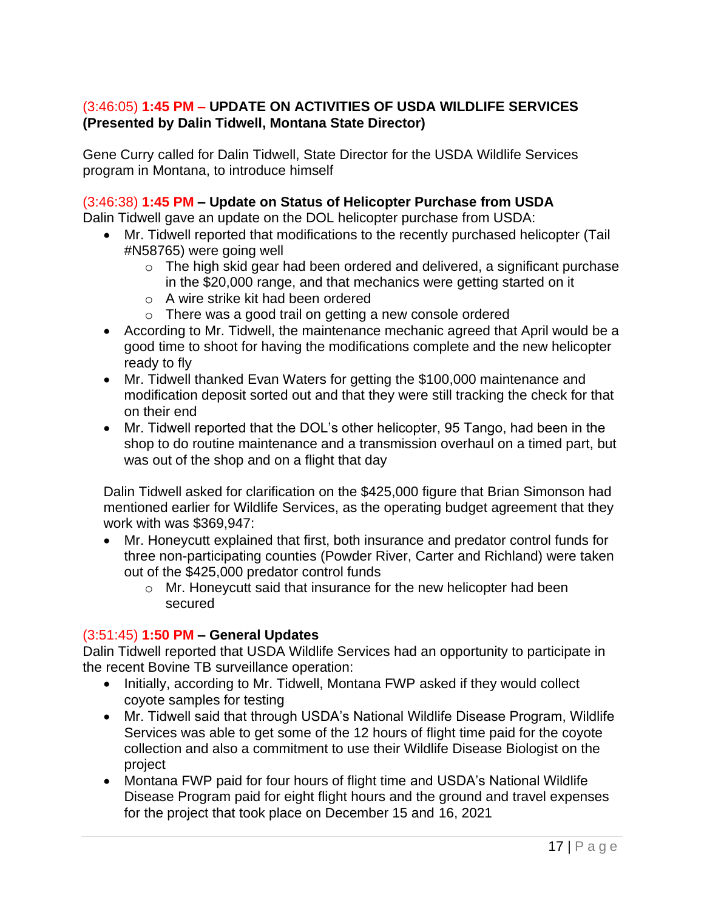### (3:46:05) 1:45 PM – UPDATE ON ACTIVITIES OF USDA WILDLIFE SERVICES (Presented by Dalin Tidwell, Montana State Director)

Gene Curry called for Dalin Tidwell, State Director for the USDA Wildlife Services program in Montana, to introduce himself

### (3:46:38) 1:45 PM – Update on Status of Helicopter Purchase from USDA

Dalin Tidwell gave an update on the DOL helicopter purchase from USDA:

- Mr. Tidwell reported that modifications to the recently purchased helicopter (Tail #N58765) were going well
  - The high skid gear had been ordered and delivered, a significant purchase in the $20,000 range, and that mechanics were getting started on it
  - A wire strike kit had been ordered
  - There was a good trail on getting a new console ordered
- According to Mr. Tidwell, the maintenance mechanic agreed that April would be a good time to shoot for having the modifications complete and the new helicopter ready to fly
- Mr. Tidwell thanked Evan Waters for getting the $100,000 maintenance and modification deposit sorted out and that they were still tracking the check for that on their end
- Mr. Tidwell reported that the DOL's other helicopter, 95 Tango, had been in the shop to do routine maintenance and a transmission overhaul on a timed part, but was out of the shop and on a flight that day

Dalin Tidwell asked for clarification on the $425,000 figure that Brian Simonson had mentioned earlier for Wildlife Services, as the operating budget agreement that they work with was $369,947:

- Mr. Honeycutt explained that first, both insurance and predator control funds for three non-participating counties (Powder River, Carter and Richland) were taken out of the $425,000 predator control funds
  - Mr. Honeycutt said that insurance for the new helicopter had been secured

### (3:51:45) 1:50 PM – General Updates

Dalin Tidwell reported that USDA Wildlife Services had an opportunity to participate in the recent Bovine TB surveillance operation:

- Initially, according to Mr. Tidwell, Montana FWP asked if they would collect coyote samples for testing
- Mr. Tidwell said that through USDA's National Wildlife Disease Program, Wildlife Services was able to get some of the 12 hours of flight time paid for the coyote collection and also a commitment to use their Wildlife Disease Biologist on the project
- Montana FWP paid for four hours of flight time and USDA's National Wildlife Disease Program paid for eight flight hours and the ground and travel expenses for the project that took place on December 15 and 16, 2021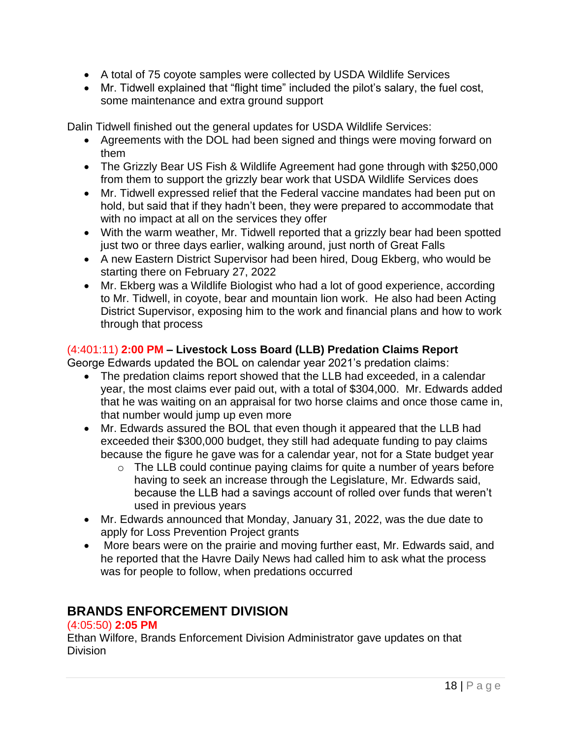- A total of 75 coyote samples were collected by USDA Wildlife Services
- Mr. Tidwell explained that "flight time" included the pilot's salary, the fuel cost, some maintenance and extra ground support

Dalin Tidwell finished out the general updates for USDA Wildlife Services:

- Agreements with the DOL had been signed and things were moving forward on them
- The Grizzly Bear US Fish & Wildlife Agreement had gone through with $250,000 from them to support the grizzly bear work that USDA Wildlife Services does
- Mr. Tidwell expressed relief that the Federal vaccine mandates had been put on hold, but said that if they hadn't been, they were prepared to accommodate that with no impact at all on the services they offer
- With the warm weather, Mr. Tidwell reported that a grizzly bear had been spotted just two or three days earlier, walking around, just north of Great Falls
- A new Eastern District Supervisor had been hired, Doug Ekberg, who would be starting there on February 27, 2022
- Mr. Ekberg was a Wildlife Biologist who had a lot of good experience, according to Mr. Tidwell, in coyote, bear and mountain lion work. He also had been Acting District Supervisor, exposing him to the work and financial plans and how to work through that process

### (4:401:11) **2:00 PM** – Livestock Loss Board (LLB) Predation Claims Report

George Edwards updated the BOL on calendar year 2021's predation claims:

- The predation claims report showed that the LLB had exceeded, in a calendar year, the most claims ever paid out, with a total of $304,000. Mr. Edwards added that he was waiting on an appraisal for two horse claims and once those came in, that number would jump up even more
- Mr. Edwards assured the BOL that even though it appeared that the LLB had exceeded their $300,000 budget, they still had adequate funding to pay claims because the figure he gave was for a calendar year, not for a State budget year
  - The LLB could continue paying claims for quite a number of years before having to seek an increase through the Legislature, Mr. Edwards said, because the LLB had a savings account of rolled over funds that weren't used in previous years
- Mr. Edwards announced that Monday, January 31, 2022, was the due date to apply for Loss Prevention Project grants
- More bears were on the prairie and moving further east, Mr. Edwards said, and he reported that the Havre Daily News had called him to ask what the process was for people to follow, when predations occurred

## BRANDS ENFORCEMENT DIVISION

(4:05:50) **2:05 PM**

Ethan Wilfore, Brands Enforcement Division Administrator gave updates on that Division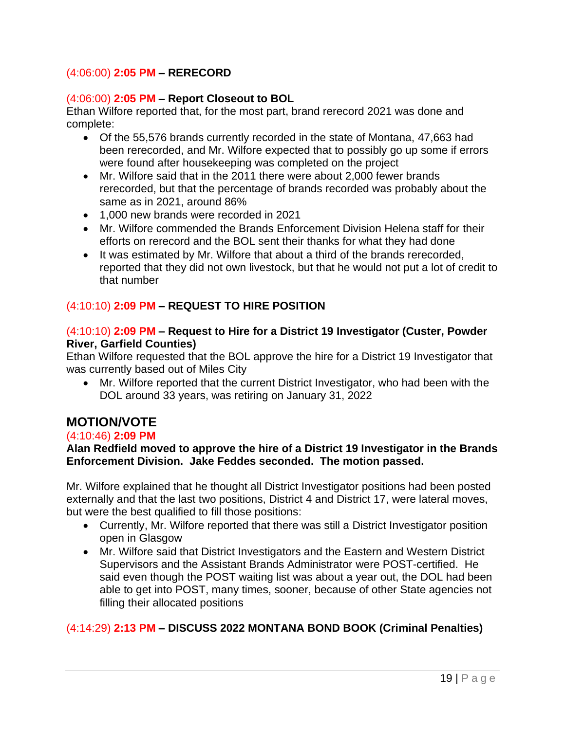(4:06:00) **2:05 PM – RERECORD**

(4:06:00) **2:05 PM – Report Closeout to BOL**

Ethan Wilfore reported that, for the most part, brand rerecord 2021 was done and complete:

- Of the 55,576 brands currently recorded in the state of Montana, 47,663 had been rerecorded, and Mr. Wilfore expected that to possibly go up some if errors were found after housekeeping was completed on the project
- Mr. Wilfore said that in the 2011 there were about 2,000 fewer brands rerecorded, but that the percentage of brands recorded was probably about the same as in 2021, around 86%
- 1,000 new brands were recorded in 2021
- Mr. Wilfore commended the Brands Enforcement Division Helena staff for their efforts on rerecord and the BOL sent their thanks for what they had done
- It was estimated by Mr. Wilfore that about a third of the brands rerecorded, reported that they did not own livestock, but that he would not put a lot of credit to that number

(4:10:10) **2:09 PM – REQUEST TO HIRE POSITION**

(4:10:10) **2:09 PM – Request to Hire for a District 19 Investigator (Custer, Powder River, Garfield Counties)**

Ethan Wilfore requested that the BOL approve the hire for a District 19 Investigator that was currently based out of Miles City

- Mr. Wilfore reported that the current District Investigator, who had been with the DOL around 33 years, was retiring on January 31, 2022

## MOTION/VOTE

(4:10:46) **2:09 PM**

**Alan Redfield moved to approve the hire of a District 19 Investigator in the Brands Enforcement Division. Jake Feddes seconded. The motion passed.**

Mr. Wilfore explained that he thought all District Investigator positions had been posted externally and that the last two positions, District 4 and District 17, were lateral moves, but were the best qualified to fill those positions:

- Currently, Mr. Wilfore reported that there was still a District Investigator position open in Glasgow
- Mr. Wilfore said that District Investigators and the Eastern and Western District Supervisors and the Assistant Brands Administrator were POST-certified. He said even though the POST waiting list was about a year out, the DOL had been able to get into POST, many times, sooner, because of other State agencies not filling their allocated positions

(4:14:29) **2:13 PM – DISCUSS 2022 MONTANA BOND BOOK (Criminal Penalties)**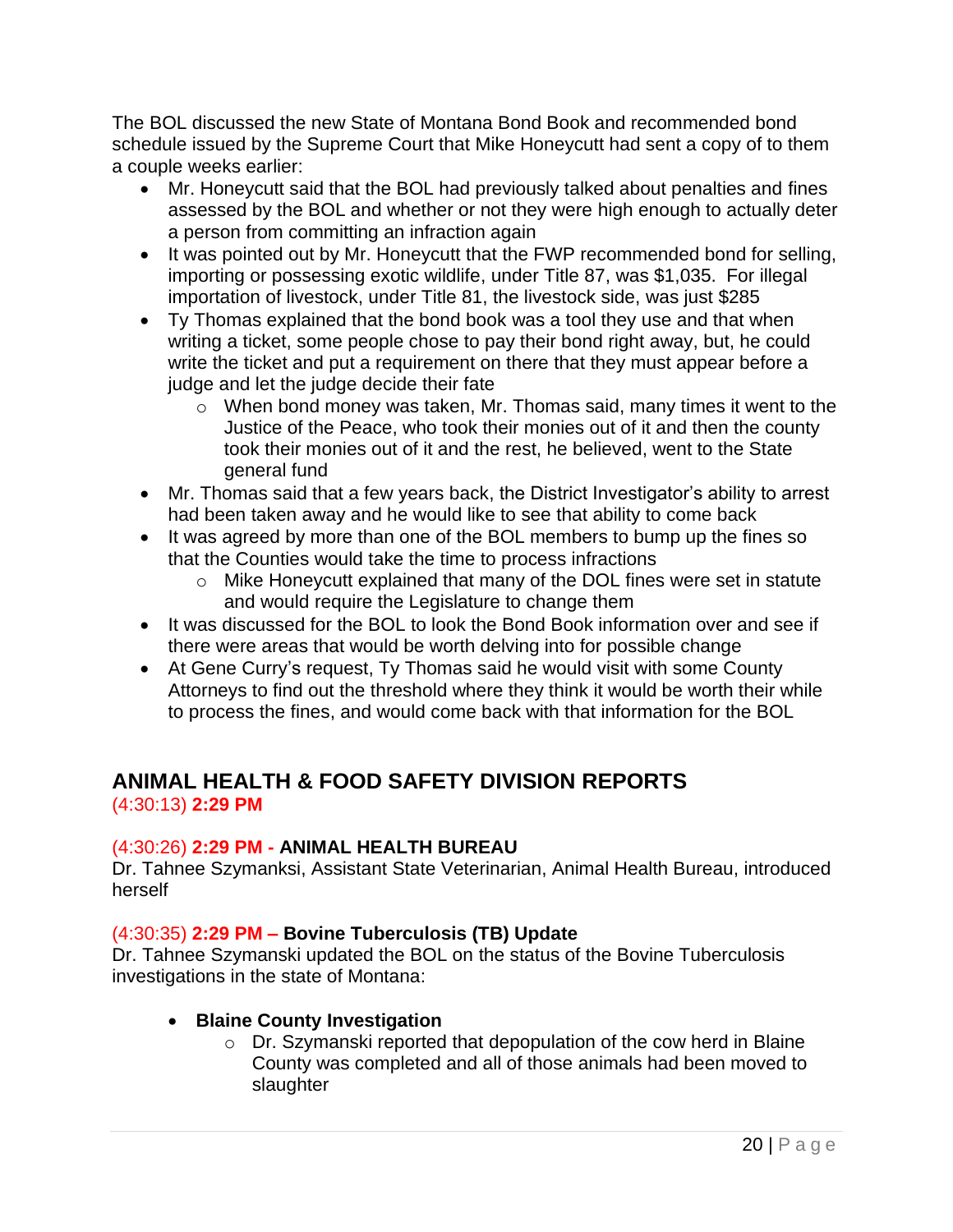The BOL discussed the new State of Montana Bond Book and recommended bond schedule issued by the Supreme Court that Mike Honeycutt had sent a copy of to them a couple weeks earlier:

- Mr. Honeycutt said that the BOL had previously talked about penalties and fines assessed by the BOL and whether or not they were high enough to actually deter a person from committing an infraction again
- It was pointed out by Mr. Honeycutt that the FWP recommended bond for selling, importing or possessing exotic wildlife, under Title 87, was $1,035. For illegal importation of livestock, under Title 81, the livestock side, was just $285
- Ty Thomas explained that the bond book was a tool they use and that when writing a ticket, some people chose to pay their bond right away, but, he could write the ticket and put a requirement on there that they must appear before a judge and let the judge decide their fate
    - When bond money was taken, Mr. Thomas said, many times it went to the Justice of the Peace, who took their monies out of it and then the county took their monies out of it and the rest, he believed, went to the State general fund
- Mr. Thomas said that a few years back, the District Investigator's ability to arrest had been taken away and he would like to see that ability to come back
- It was agreed by more than one of the BOL members to bump up the fines so that the Counties would take the time to process infractions
    - Mike Honeycutt explained that many of the DOL fines were set in statute and would require the Legislature to change them
- It was discussed for the BOL to look the Bond Book information over and see if there were areas that would be worth delving into for possible change
- At Gene Curry's request, Ty Thomas said he would visit with some County Attorneys to find out the threshold where they think it would be worth their while to process the fines, and would come back with that information for the BOL

## ANIMAL HEALTH & FOOD SAFETY DIVISION REPORTS

(4:30:13) **2:29 PM**

### (4:30:26) **2:29 PM - ANIMAL HEALTH BUREAU**

Dr. Tahnee Szymanksi, Assistant State Veterinarian, Animal Health Bureau, introduced herself

### (4:30:35) **2:29 PM – Bovine Tuberculosis (TB) Update**

Dr. Tahnee Szymanski updated the BOL on the status of the Bovine Tuberculosis investigations in the state of Montana:

- **Blaine County Investigation**
    - Dr. Szymanski reported that depopulation of the cow herd in Blaine County was completed and all of those animals had been moved to slaughter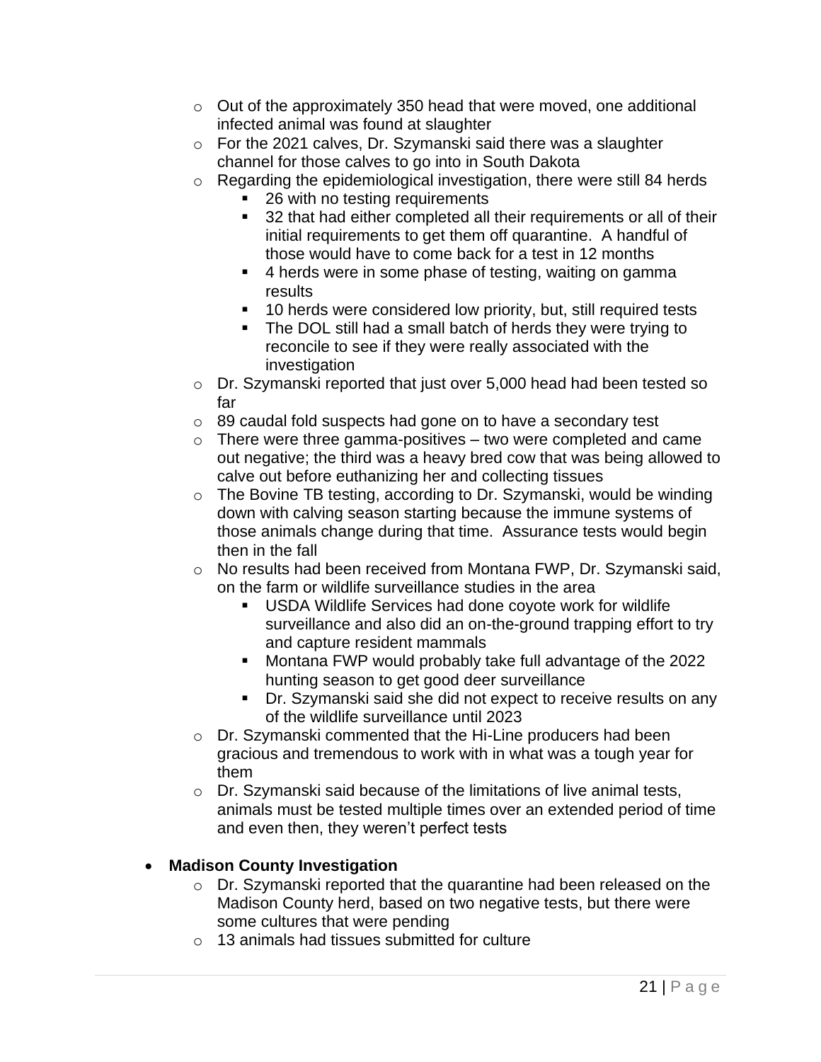- Out of the approximately 350 head that were moved, one additional infected animal was found at slaughter
- For the 2021 calves, Dr. Szymanski said there was a slaughter channel for those calves to go into in South Dakota
- Regarding the epidemiological investigation, there were still 84 herds
  - 26 with no testing requirements
  - 32 that had either completed all their requirements or all of their initial requirements to get them off quarantine. A handful of those would have to come back for a test in 12 months
  - 4 herds were in some phase of testing, waiting on gamma results
  - 10 herds were considered low priority, but, still required tests
  - The DOL still had a small batch of herds they were trying to reconcile to see if they were really associated with the investigation
- Dr. Szymanski reported that just over 5,000 head had been tested so far
- 89 caudal fold suspects had gone on to have a secondary test
- There were three gamma-positives – two were completed and came out negative; the third was a heavy bred cow that was being allowed to calve out before euthanizing her and collecting tissues
- The Bovine TB testing, according to Dr. Szymanski, would be winding down with calving season starting because the immune systems of those animals change during that time. Assurance tests would begin then in the fall
- No results had been received from Montana FWP, Dr. Szymanski said, on the farm or wildlife surveillance studies in the area
  - USDA Wildlife Services had done coyote work for wildlife surveillance and also did an on-the-ground trapping effort to try and capture resident mammals
  - Montana FWP would probably take full advantage of the 2022 hunting season to get good deer surveillance
  - Dr. Szymanski said she did not expect to receive results on any of the wildlife surveillance until 2023
- Dr. Szymanski commented that the Hi-Line producers had been gracious and tremendous to work with in what was a tough year for them
- Dr. Szymanski said because of the limitations of live animal tests, animals must be tested multiple times over an extended period of time and even then, they weren't perfect tests

- **Madison County Investigation**
  - Dr. Szymanski reported that the quarantine had been released on the Madison County herd, based on two negative tests, but there were some cultures that were pending
  - 13 animals had tissues submitted for culture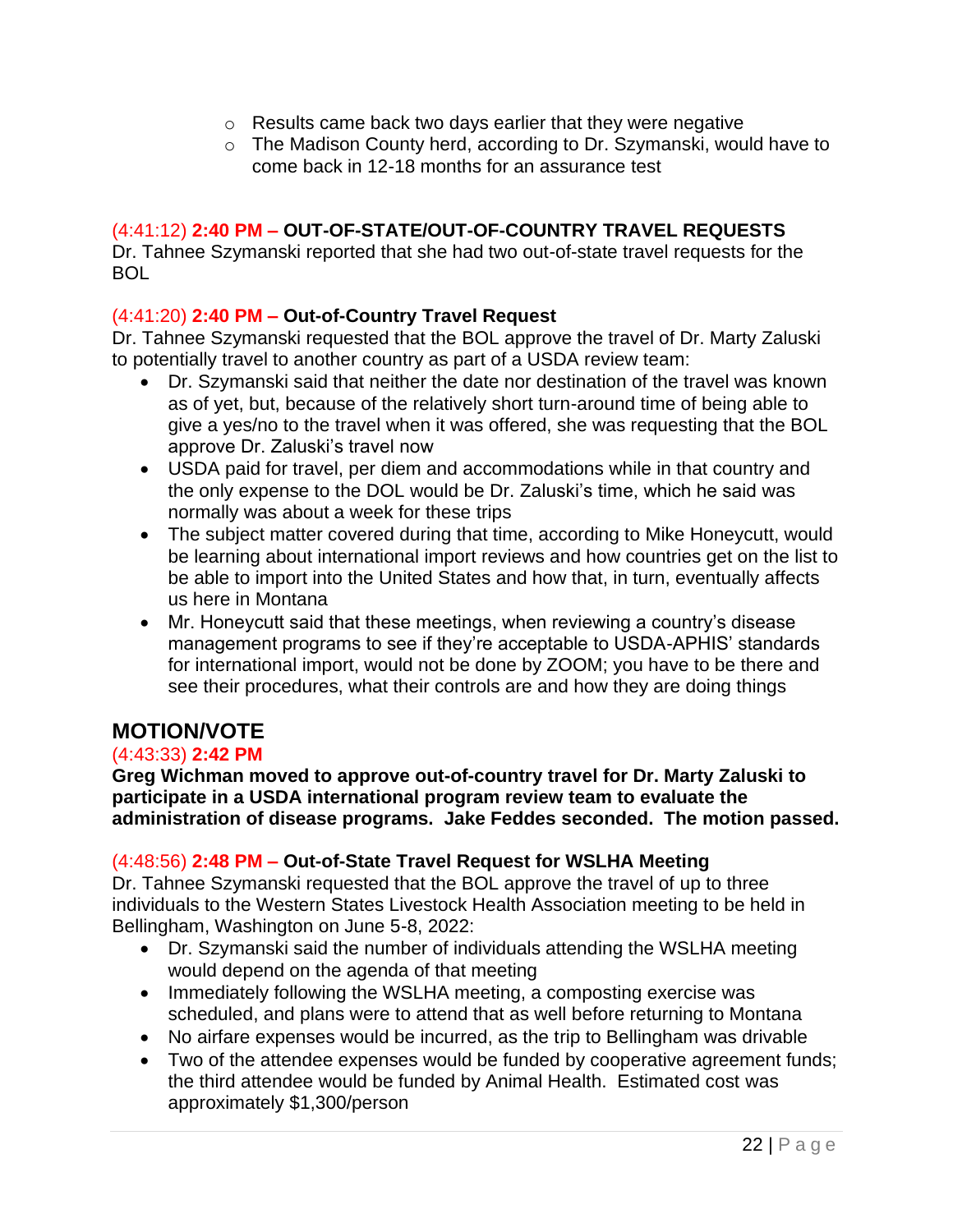- Results came back two days earlier that they were negative
  - The Madison County herd, according to Dr. Szymanski, would have to come back in 12-18 months for an assurance test

(4:41:12) **2:40 PM – OUT-OF-STATE/OUT-OF-COUNTRY TRAVEL REQUESTS**
Dr. Tahnee Szymanski reported that she had two out-of-state travel requests for the BOL

(4:41:20) **2:40 PM – Out-of-Country Travel Request**
Dr. Tahnee Szymanski requested that the BOL approve the travel of Dr. Marty Zaluski to potentially travel to another country as part of a USDA review team:

- Dr. Szymanski said that neither the date nor destination of the travel was known as of yet, but, because of the relatively short turn-around time of being able to give a yes/no to the travel when it was offered, she was requesting that the BOL approve Dr. Zaluski's travel now
- USDA paid for travel, per diem and accommodations while in that country and the only expense to the DOL would be Dr. Zaluski's time, which he said was normally was about a week for these trips
- The subject matter covered during that time, according to Mike Honeycutt, would be learning about international import reviews and how countries get on the list to be able to import into the United States and how that, in turn, eventually affects us here in Montana
- Mr. Honeycutt said that these meetings, when reviewing a country's disease management programs to see if they're acceptable to USDA-APHIS' standards for international import, would not be done by ZOOM; you have to be there and see their procedures, what their controls are and how they are doing things

## MOTION/VOTE

(4:43:33) **2:42 PM**
**Greg Wichman moved to approve out-of-country travel for Dr. Marty Zaluski to participate in a USDA international program review team to evaluate the administration of disease programs. Jake Feddes seconded. The motion passed.**

(4:48:56) **2:48 PM – Out-of-State Travel Request for WSLHA Meeting**
Dr. Tahnee Szymanski requested that the BOL approve the travel of up to three individuals to the Western States Livestock Health Association meeting to be held in Bellingham, Washington on June 5-8, 2022:

- Dr. Szymanski said the number of individuals attending the WSLHA meeting would depend on the agenda of that meeting
- Immediately following the WSLHA meeting, a composting exercise was scheduled, and plans were to attend that as well before returning to Montana
- No airfare expenses would be incurred, as the trip to Bellingham was drivable
- Two of the attendee expenses would be funded by cooperative agreement funds; the third attendee would be funded by Animal Health. Estimated cost was approximately $1,300/person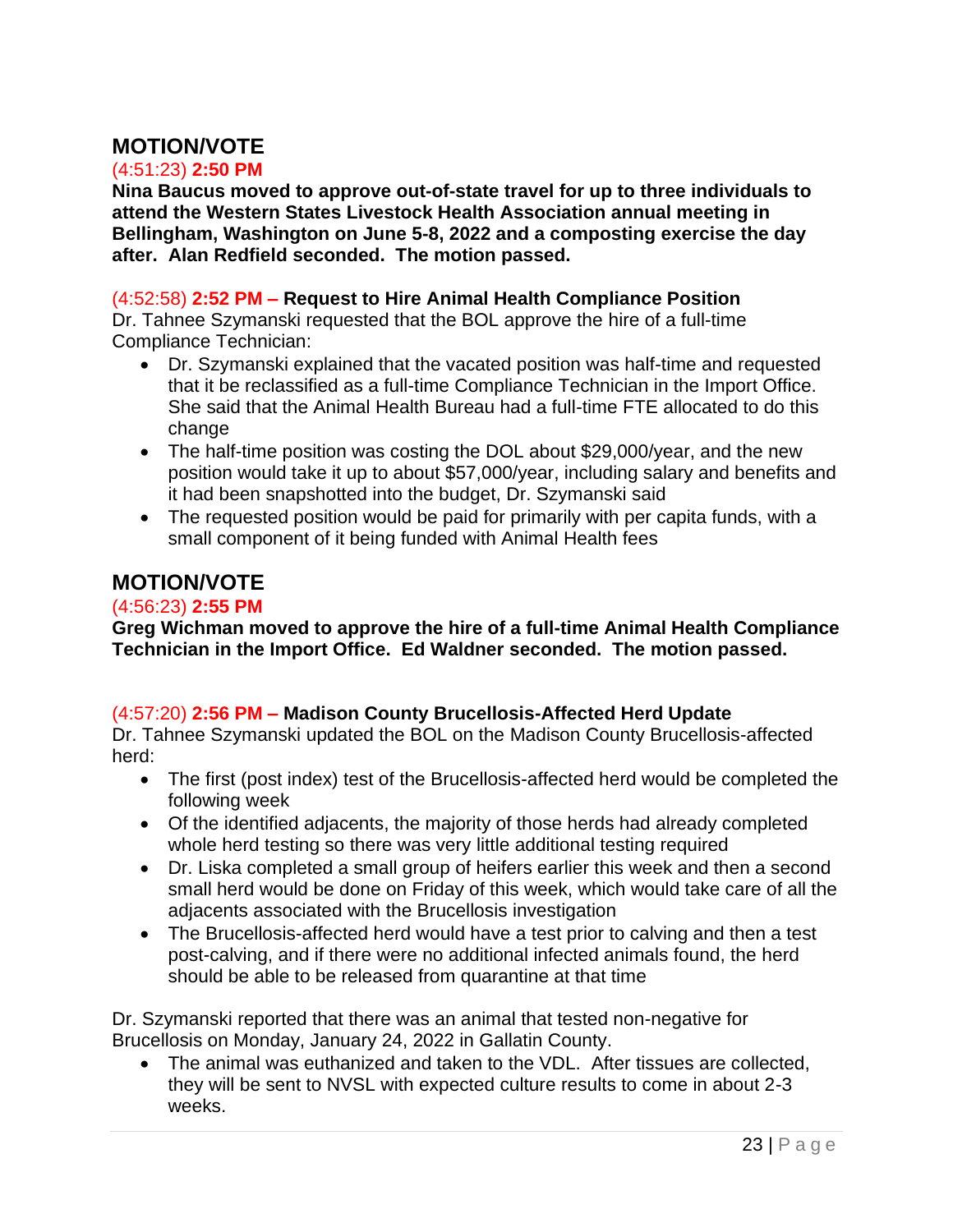## MOTION/VOTE

(4:51:23) **2:50 PM**

**Nina Baucus moved to approve out-of-state travel for up to three individuals to attend the Western States Livestock Health Association annual meeting in Bellingham, Washington on June 5-8, 2022 and a composting exercise the day after. Alan Redfield seconded. The motion passed.**

(4:52:58) **2:52 PM – Request to Hire Animal Health Compliance Position**

Dr. Tahnee Szymanski requested that the BOL approve the hire of a full-time Compliance Technician:

- Dr. Szymanski explained that the vacated position was half-time and requested that it be reclassified as a full-time Compliance Technician in the Import Office. She said that the Animal Health Bureau had a full-time FTE allocated to do this change
- The half-time position was costing the DOL about $29,000/year, and the new position would take it up to about $57,000/year, including salary and benefits and it had been snapshotted into the budget, Dr. Szymanski said
- The requested position would be paid for primarily with per capita funds, with a small component of it being funded with Animal Health fees

## MOTION/VOTE

(4:56:23) **2:55 PM**

**Greg Wichman moved to approve the hire of a full-time Animal Health Compliance Technician in the Import Office. Ed Waldner seconded. The motion passed.**

(4:57:20) **2:56 PM – Madison County Brucellosis-Affected Herd Update**

Dr. Tahnee Szymanski updated the BOL on the Madison County Brucellosis-affected herd:

- The first (post index) test of the Brucellosis-affected herd would be completed the following week
- Of the identified adjacents, the majority of those herds had already completed whole herd testing so there was very little additional testing required
- Dr. Liska completed a small group of heifers earlier this week and then a second small herd would be done on Friday of this week, which would take care of all the adjacents associated with the Brucellosis investigation
- The Brucellosis-affected herd would have a test prior to calving and then a test post-calving, and if there were no additional infected animals found, the herd should be able to be released from quarantine at that time

Dr. Szymanski reported that there was an animal that tested non-negative for Brucellosis on Monday, January 24, 2022 in Gallatin County.

- The animal was euthanized and taken to the VDL. After tissues are collected, they will be sent to NVSL with expected culture results to come in about 2-3 weeks.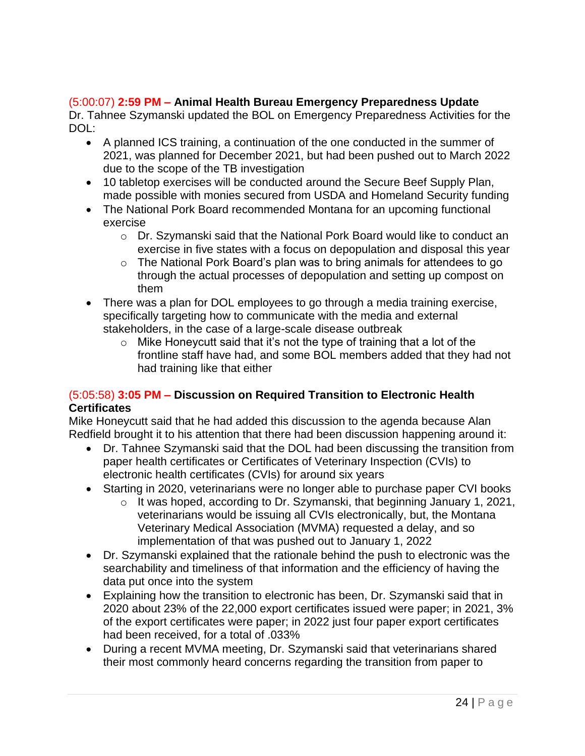### (5:00:07) **2:59 PM – Animal Health Bureau Emergency Preparedness Update**

Dr. Tahnee Szymanski updated the BOL on Emergency Preparedness Activities for the DOL:

- A planned ICS training, a continuation of the one conducted in the summer of 2021, was planned for December 2021, but had been pushed out to March 2022 due to the scope of the TB investigation
- 10 tabletop exercises will be conducted around the Secure Beef Supply Plan, made possible with monies secured from USDA and Homeland Security funding
- The National Pork Board recommended Montana for an upcoming functional exercise
    - Dr. Szymanski said that the National Pork Board would like to conduct an exercise in five states with a focus on depopulation and disposal this year
    - The National Pork Board's plan was to bring animals for attendees to go through the actual processes of depopulation and setting up compost on them
- There was a plan for DOL employees to go through a media training exercise, specifically targeting how to communicate with the media and external stakeholders, in the case of a large-scale disease outbreak
    - Mike Honeycutt said that it's not the type of training that a lot of the frontline staff have had, and some BOL members added that they had not had training like that either

### (5:05:58) **3:05 PM – Discussion on Required Transition to Electronic Health Certificates**

Mike Honeycutt said that he had added this discussion to the agenda because Alan Redfield brought it to his attention that there had been discussion happening around it:

- Dr. Tahnee Szymanski said that the DOL had been discussing the transition from paper health certificates or Certificates of Veterinary Inspection (CVIs) to electronic health certificates (CVIs) for around six years
- Starting in 2020, veterinarians were no longer able to purchase paper CVI books
    - It was hoped, according to Dr. Szymanski, that beginning January 1, 2021, veterinarians would be issuing all CVIs electronically, but, the Montana Veterinary Medical Association (MVMA) requested a delay, and so implementation of that was pushed out to January 1, 2022
- Dr. Szymanski explained that the rationale behind the push to electronic was the searchability and timeliness of that information and the efficiency of having the data put once into the system
- Explaining how the transition to electronic has been, Dr. Szymanski said that in 2020 about 23% of the 22,000 export certificates issued were paper; in 2021, 3% of the export certificates were paper; in 2022 just four paper export certificates had been received, for a total of .033%
- During a recent MVMA meeting, Dr. Szymanski said that veterinarians shared their most commonly heard concerns regarding the transition from paper to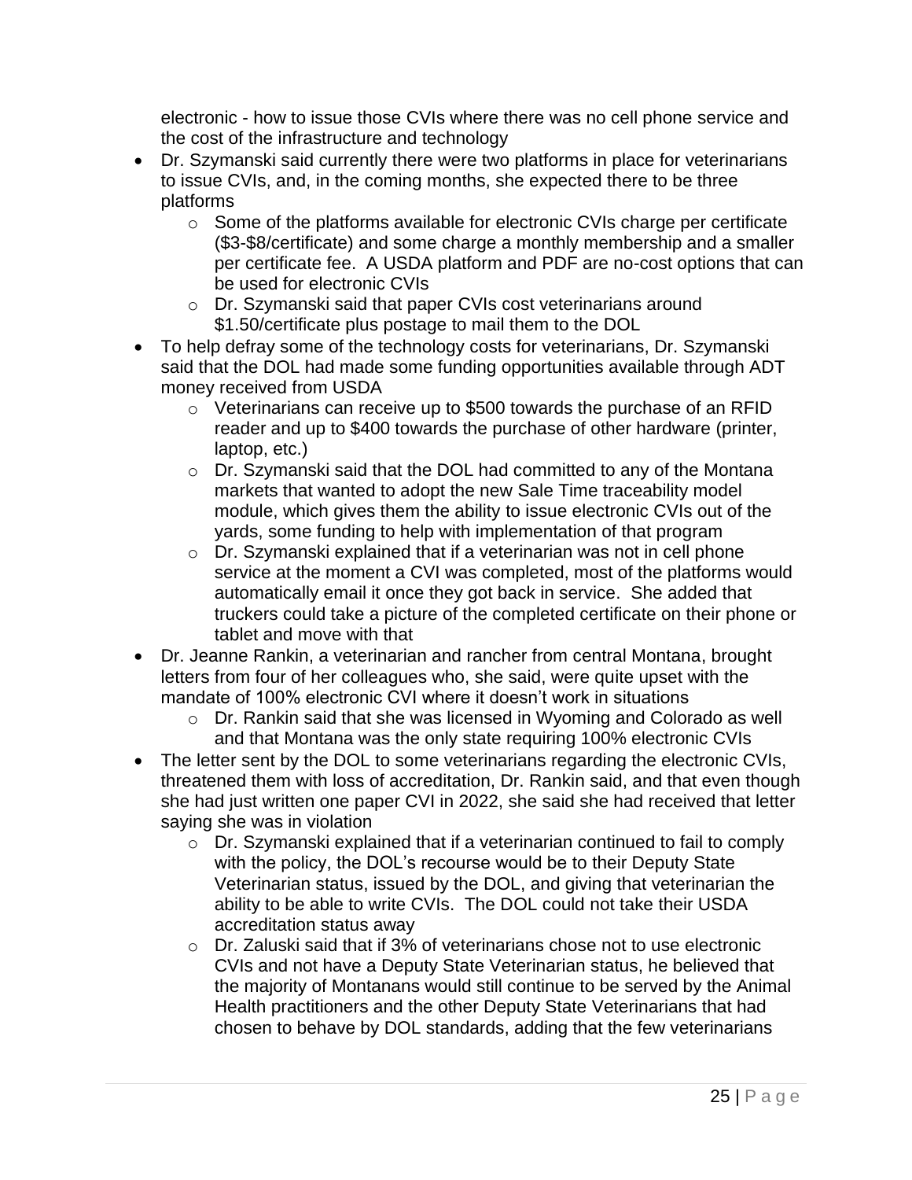electronic - how to issue those CVIs where there was no cell phone service and the cost of the infrastructure and technology

- Dr. Szymanski said currently there were two platforms in place for veterinarians to issue CVIs, and, in the coming months, she expected there to be three platforms
    - Some of the platforms available for electronic CVIs charge per certificate ($3-$8/certificate) and some charge a monthly membership and a smaller per certificate fee. A USDA platform and PDF are no-cost options that can be used for electronic CVIs
    - Dr. Szymanski said that paper CVIs cost veterinarians around $1.50/certificate plus postage to mail them to the DOL
- To help defray some of the technology costs for veterinarians, Dr. Szymanski said that the DOL had made some funding opportunities available through ADT money received from USDA
    - Veterinarians can receive up to $500 towards the purchase of an RFID reader and up to $400 towards the purchase of other hardware (printer, laptop, etc.)
    - Dr. Szymanski said that the DOL had committed to any of the Montana markets that wanted to adopt the new Sale Time traceability model module, which gives them the ability to issue electronic CVIs out of the yards, some funding to help with implementation of that program
    - Dr. Szymanski explained that if a veterinarian was not in cell phone service at the moment a CVI was completed, most of the platforms would automatically email it once they got back in service. She added that truckers could take a picture of the completed certificate on their phone or tablet and move with that
- Dr. Jeanne Rankin, a veterinarian and rancher from central Montana, brought letters from four of her colleagues who, she said, were quite upset with the mandate of 100% electronic CVI where it doesn't work in situations
    - Dr. Rankin said that she was licensed in Wyoming and Colorado as well and that Montana was the only state requiring 100% electronic CVIs
- The letter sent by the DOL to some veterinarians regarding the electronic CVIs, threatened them with loss of accreditation, Dr. Rankin said, and that even though she had just written one paper CVI in 2022, she said she had received that letter saying she was in violation
    - Dr. Szymanski explained that if a veterinarian continued to fail to comply with the policy, the DOL's recourse would be to their Deputy State Veterinarian status, issued by the DOL, and giving that veterinarian the ability to be able to write CVIs. The DOL could not take their USDA accreditation status away
    - Dr. Zaluski said that if 3% of veterinarians chose not to use electronic CVIs and not have a Deputy State Veterinarian status, he believed that the majority of Montanans would still continue to be served by the Animal Health practitioners and the other Deputy State Veterinarians that had chosen to behave by DOL standards, adding that the few veterinarians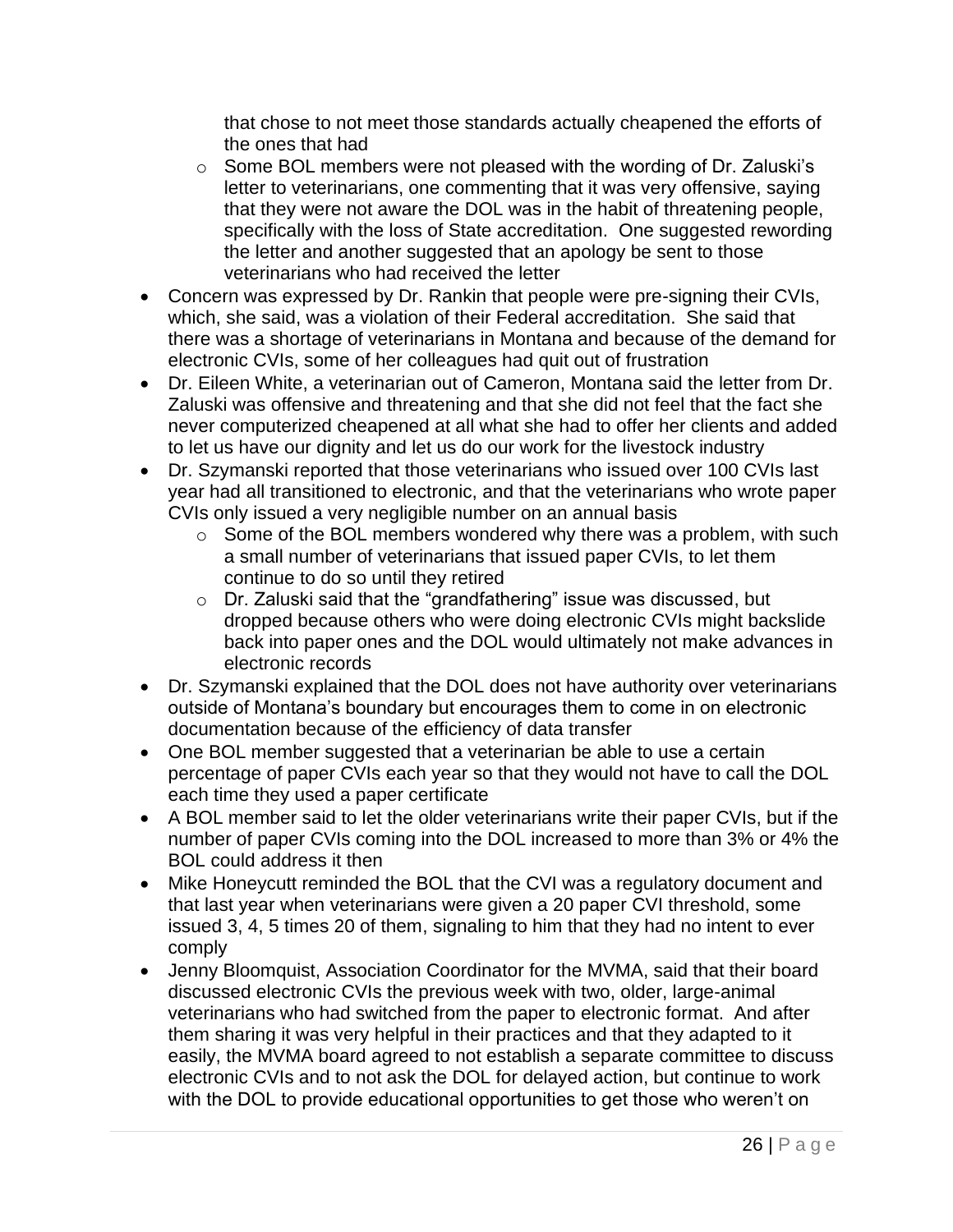that chose to not meet those standards actually cheapened the efforts of the ones that had

  - Some BOL members were not pleased with the wording of Dr. Zaluski's letter to veterinarians, one commenting that it was very offensive, saying that they were not aware the DOL was in the habit of threatening people, specifically with the loss of State accreditation. One suggested rewording the letter and another suggested that an apology be sent to those veterinarians who had received the letter
- Concern was expressed by Dr. Rankin that people were pre-signing their CVIs, which, she said, was a violation of their Federal accreditation. She said that there was a shortage of veterinarians in Montana and because of the demand for electronic CVIs, some of her colleagues had quit out of frustration
- Dr. Eileen White, a veterinarian out of Cameron, Montana said the letter from Dr. Zaluski was offensive and threatening and that she did not feel that the fact she never computerized cheapened at all what she had to offer her clients and added to let us have our dignity and let us do our work for the livestock industry
- Dr. Szymanski reported that those veterinarians who issued over 100 CVIs last year had all transitioned to electronic, and that the veterinarians who wrote paper CVIs only issued a very negligible number on an annual basis
  - Some of the BOL members wondered why there was a problem, with such a small number of veterinarians that issued paper CVIs, to let them continue to do so until they retired
  - Dr. Zaluski said that the "grandfathering" issue was discussed, but dropped because others who were doing electronic CVIs might backslide back into paper ones and the DOL would ultimately not make advances in electronic records
- Dr. Szymanski explained that the DOL does not have authority over veterinarians outside of Montana's boundary but encourages them to come in on electronic documentation because of the efficiency of data transfer
- One BOL member suggested that a veterinarian be able to use a certain percentage of paper CVIs each year so that they would not have to call the DOL each time they used a paper certificate
- A BOL member said to let the older veterinarians write their paper CVIs, but if the number of paper CVIs coming into the DOL increased to more than 3% or 4% the BOL could address it then
- Mike Honeycutt reminded the BOL that the CVI was a regulatory document and that last year when veterinarians were given a 20 paper CVI threshold, some issued 3, 4, 5 times 20 of them, signaling to him that they had no intent to ever comply
- Jenny Bloomquist, Association Coordinator for the MVMA, said that their board discussed electronic CVIs the previous week with two, older, large-animal veterinarians who had switched from the paper to electronic format. And after them sharing it was very helpful in their practices and that they adapted to it easily, the MVMA board agreed to not establish a separate committee to discuss electronic CVIs and to not ask the DOL for delayed action, but continue to work with the DOL to provide educational opportunities to get those who weren't on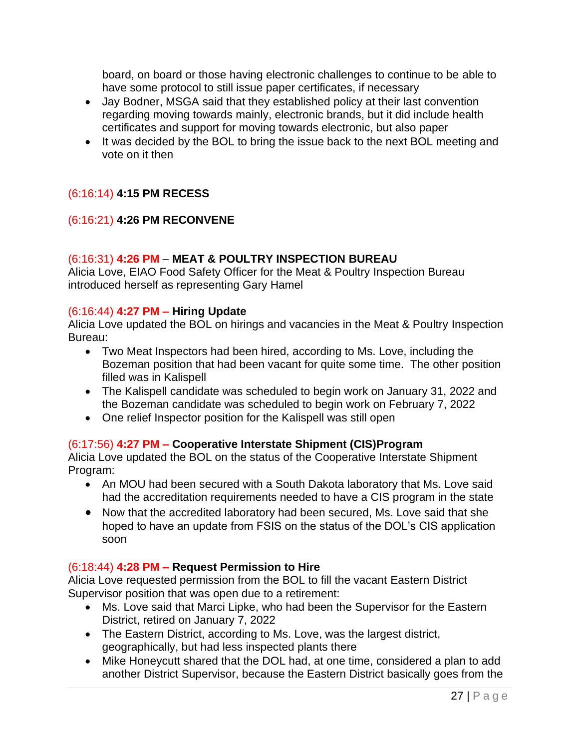board, on board or those having electronic challenges to continue to be able to have some protocol to still issue paper certificates, if necessary

- Jay Bodner, MSGA said that they established policy at their last convention regarding moving towards mainly, electronic brands, but it did include health certificates and support for moving towards electronic, but also paper
- It was decided by the BOL to bring the issue back to the next BOL meeting and vote on it then

(6:16:14) **4:15 PM RECESS**

(6:16:21) **4:26 PM RECONVENE**

(6:16:31) **4:26 PM** – **MEAT & POULTRY INSPECTION BUREAU**

Alicia Love, EIAO Food Safety Officer for the Meat & Poultry Inspection Bureau introduced herself as representing Gary Hamel

(6:16:44) **4:27 PM – Hiring Update**

Alicia Love updated the BOL on hirings and vacancies in the Meat & Poultry Inspection Bureau:

- Two Meat Inspectors had been hired, according to Ms. Love, including the Bozeman position that had been vacant for quite some time. The other position filled was in Kalispell
- The Kalispell candidate was scheduled to begin work on January 31, 2022 and the Bozeman candidate was scheduled to begin work on February 7, 2022
- One relief Inspector position for the Kalispell was still open

(6:17:56) **4:27 PM – Cooperative Interstate Shipment (CIS)Program**

Alicia Love updated the BOL on the status of the Cooperative Interstate Shipment Program:

- An MOU had been secured with a South Dakota laboratory that Ms. Love said had the accreditation requirements needed to have a CIS program in the state
- Now that the accredited laboratory had been secured, Ms. Love said that she hoped to have an update from FSIS on the status of the DOL's CIS application soon

(6:18:44) **4:28 PM – Request Permission to Hire**

Alicia Love requested permission from the BOL to fill the vacant Eastern District Supervisor position that was open due to a retirement:

- Ms. Love said that Marci Lipke, who had been the Supervisor for the Eastern District, retired on January 7, 2022
- The Eastern District, according to Ms. Love, was the largest district, geographically, but had less inspected plants there
- Mike Honeycutt shared that the DOL had, at one time, considered a plan to add another District Supervisor, because the Eastern District basically goes from the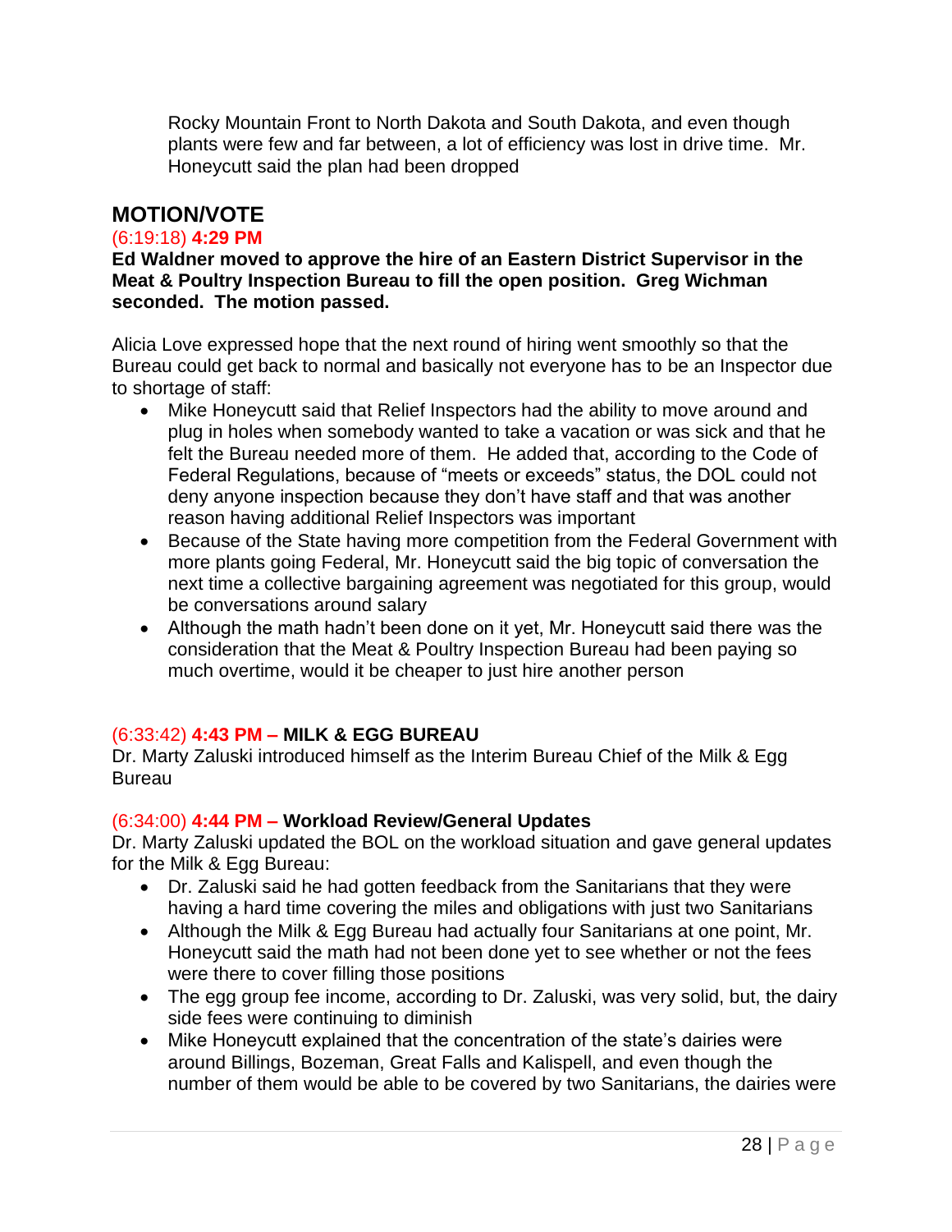Rocky Mountain Front to North Dakota and South Dakota, and even though plants were few and far between, a lot of efficiency was lost in drive time. Mr. Honeycutt said the plan had been dropped

## MOTION/VOTE

(6:19:18) **4:29 PM**

**Ed Waldner moved to approve the hire of an Eastern District Supervisor in the Meat & Poultry Inspection Bureau to fill the open position. Greg Wichman seconded. The motion passed.**

Alicia Love expressed hope that the next round of hiring went smoothly so that the Bureau could get back to normal and basically not everyone has to be an Inspector due to shortage of staff:

- Mike Honeycutt said that Relief Inspectors had the ability to move around and plug in holes when somebody wanted to take a vacation or was sick and that he felt the Bureau needed more of them. He added that, according to the Code of Federal Regulations, because of "meets or exceeds" status, the DOL could not deny anyone inspection because they don't have staff and that was another reason having additional Relief Inspectors was important
- Because of the State having more competition from the Federal Government with more plants going Federal, Mr. Honeycutt said the big topic of conversation the next time a collective bargaining agreement was negotiated for this group, would be conversations around salary
- Although the math hadn't been done on it yet, Mr. Honeycutt said there was the consideration that the Meat & Poultry Inspection Bureau had been paying so much overtime, would it be cheaper to just hire another person

(6:33:42) **4:43 PM – MILK & EGG BUREAU**

Dr. Marty Zaluski introduced himself as the Interim Bureau Chief of the Milk & Egg Bureau

(6:34:00) **4:44 PM – Workload Review/General Updates**

Dr. Marty Zaluski updated the BOL on the workload situation and gave general updates for the Milk & Egg Bureau:

- Dr. Zaluski said he had gotten feedback from the Sanitarians that they were having a hard time covering the miles and obligations with just two Sanitarians
- Although the Milk & Egg Bureau had actually four Sanitarians at one point, Mr. Honeycutt said the math had not been done yet to see whether or not the fees were there to cover filling those positions
- The egg group fee income, according to Dr. Zaluski, was very solid, but, the dairy side fees were continuing to diminish
- Mike Honeycutt explained that the concentration of the state's dairies were around Billings, Bozeman, Great Falls and Kalispell, and even though the number of them would be able to be covered by two Sanitarians, the dairies were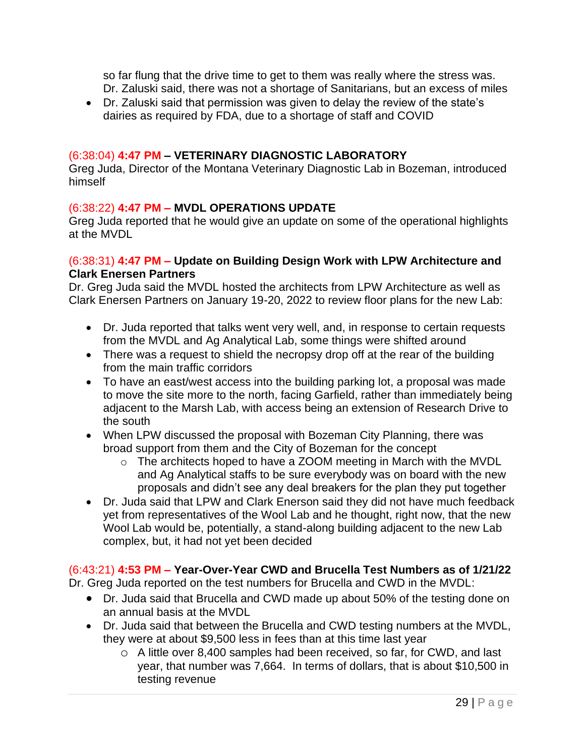so far flung that the drive time to get to them was really where the stress was. Dr. Zaluski said, there was not a shortage of Sanitarians, but an excess of miles

- Dr. Zaluski said that permission was given to delay the review of the state's dairies as required by FDA, due to a shortage of staff and COVID

### (6:38:04) 4:47 PM – VETERINARY DIAGNOSTIC LABORATORY

Greg Juda, Director of the Montana Veterinary Diagnostic Lab in Bozeman, introduced himself

### (6:38:22) 4:47 PM – MVDL OPERATIONS UPDATE

Greg Juda reported that he would give an update on some of the operational highlights at the MVDL

### (6:38:31) 4:47 PM – Update on Building Design Work with LPW Architecture and Clark Enersen Partners

Dr. Greg Juda said the MVDL hosted the architects from LPW Architecture as well as Clark Enersen Partners on January 19-20, 2022 to review floor plans for the new Lab:

- Dr. Juda reported that talks went very well, and, in response to certain requests from the MVDL and Ag Analytical Lab, some things were shifted around
- There was a request to shield the necropsy drop off at the rear of the building from the main traffic corridors
- To have an east/west access into the building parking lot, a proposal was made to move the site more to the north, facing Garfield, rather than immediately being adjacent to the Marsh Lab, with access being an extension of Research Drive to the south
- When LPW discussed the proposal with Bozeman City Planning, there was broad support from them and the City of Bozeman for the concept
    - The architects hoped to have a ZOOM meeting in March with the MVDL and Ag Analytical staffs to be sure everybody was on board with the new proposals and didn't see any deal breakers for the plan they put together
- Dr. Juda said that LPW and Clark Enerson said they did not have much feedback yet from representatives of the Wool Lab and he thought, right now, that the new Wool Lab would be, potentially, a stand-along building adjacent to the new Lab complex, but, it had not yet been decided

### (6:43:21) 4:53 PM – Year-Over-Year CWD and Brucella Test Numbers as of 1/21/22

Dr. Greg Juda reported on the test numbers for Brucella and CWD in the MVDL:

- Dr. Juda said that Brucella and CWD made up about 50% of the testing done on an annual basis at the MVDL
- Dr. Juda said that between the Brucella and CWD testing numbers at the MVDL, they were at about $9,500 less in fees than at this time last year
    - A little over 8,400 samples had been received, so far, for CWD, and last year, that number was 7,664. In terms of dollars, that is about $10,500 in testing revenue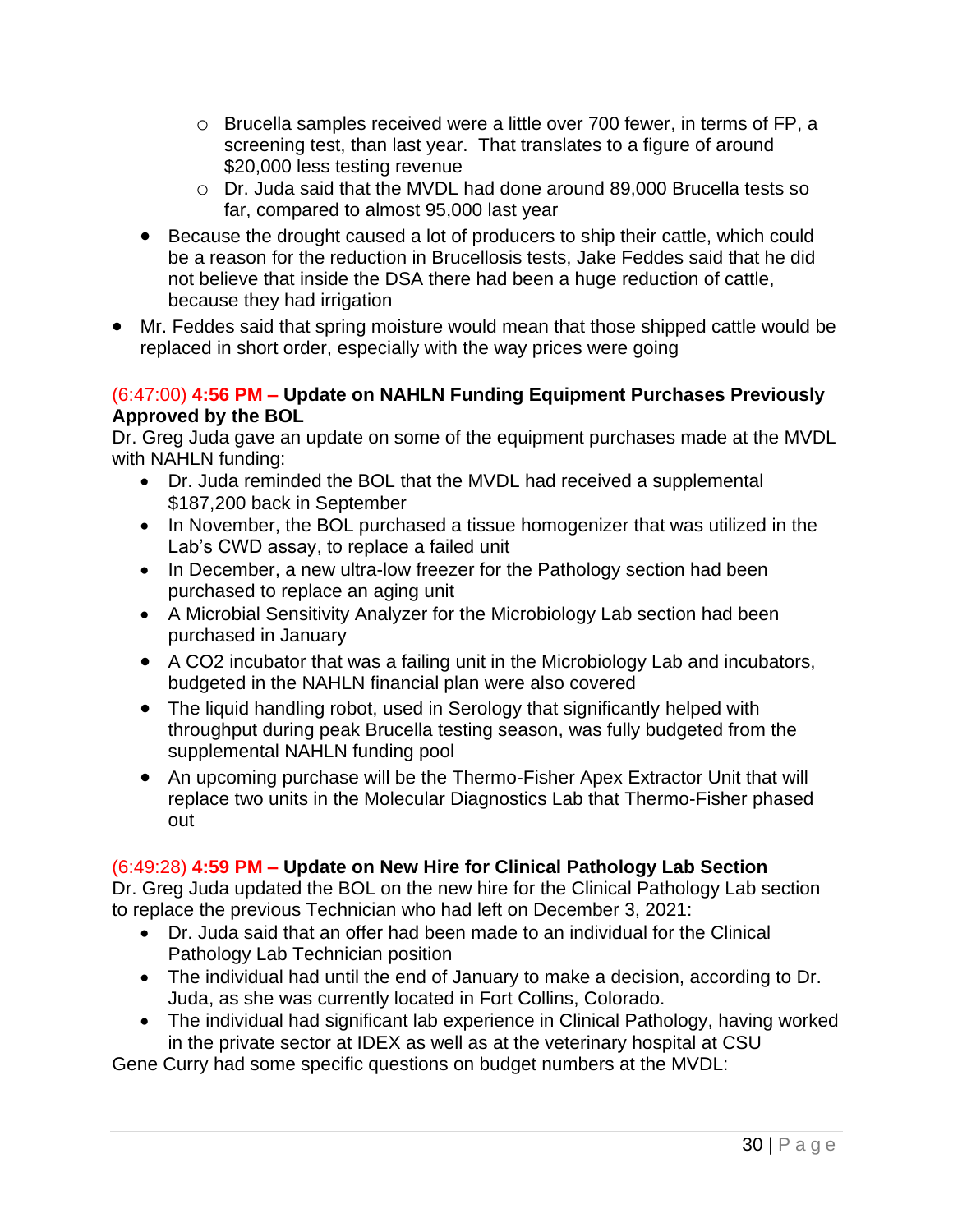- Brucella samples received were a little over 700 fewer, in terms of FP, a screening test, than last year. That translates to a figure of around $20,000 less testing revenue
    - Dr. Juda said that the MVDL had done around 89,000 Brucella tests so far, compared to almost 95,000 last year
  - Because the drought caused a lot of producers to ship their cattle, which could be a reason for the reduction in Brucellosis tests, Jake Feddes said that he did not believe that inside the DSA there had been a huge reduction of cattle, because they had irrigation
- Mr. Feddes said that spring moisture would mean that those shipped cattle would be replaced in short order, especially with the way prices were going

(6:47:00) **4:56 PM – Update on NAHLN Funding Equipment Purchases Previously Approved by the BOL**

Dr. Greg Juda gave an update on some of the equipment purchases made at the MVDL with NAHLN funding:

- Dr. Juda reminded the BOL that the MVDL had received a supplemental $187,200 back in September
- In November, the BOL purchased a tissue homogenizer that was utilized in the Lab's CWD assay, to replace a failed unit
- In December, a new ultra-low freezer for the Pathology section had been purchased to replace an aging unit
- A Microbial Sensitivity Analyzer for the Microbiology Lab section had been purchased in January
- A CO2 incubator that was a failing unit in the Microbiology Lab and incubators, budgeted in the NAHLN financial plan were also covered
- The liquid handling robot, used in Serology that significantly helped with throughput during peak Brucella testing season, was fully budgeted from the supplemental NAHLN funding pool
- An upcoming purchase will be the Thermo-Fisher Apex Extractor Unit that will replace two units in the Molecular Diagnostics Lab that Thermo-Fisher phased out

(6:49:28) **4:59 PM – Update on New Hire for Clinical Pathology Lab Section**

Dr. Greg Juda updated the BOL on the new hire for the Clinical Pathology Lab section to replace the previous Technician who had left on December 3, 2021:

- Dr. Juda said that an offer had been made to an individual for the Clinical Pathology Lab Technician position
- The individual had until the end of January to make a decision, according to Dr. Juda, as she was currently located in Fort Collins, Colorado.
- The individual had significant lab experience in Clinical Pathology, having worked in the private sector at IDEX as well as at the veterinary hospital at CSU

Gene Curry had some specific questions on budget numbers at the MVDL: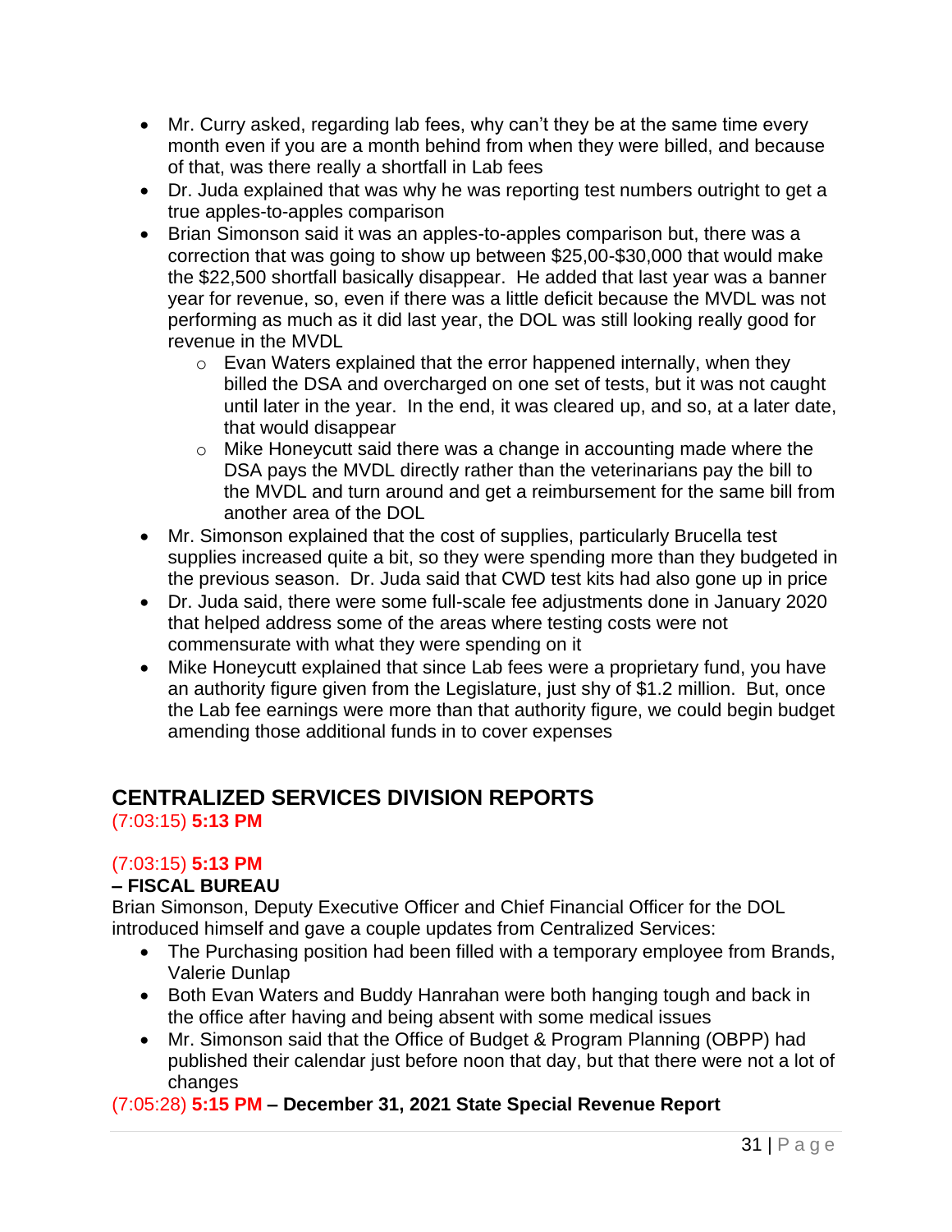- Mr. Curry asked, regarding lab fees, why can't they be at the same time every month even if you are a month behind from when they were billed, and because of that, was there really a shortfall in Lab fees
- Dr. Juda explained that was why he was reporting test numbers outright to get a true apples-to-apples comparison
- Brian Simonson said it was an apples-to-apples comparison but, there was a correction that was going to show up between $25,00-$30,000 that would make the $22,500 shortfall basically disappear. He added that last year was a banner year for revenue, so, even if there was a little deficit because the MVDL was not performing as much as it did last year, the DOL was still looking really good for revenue in the MVDL
  - Evan Waters explained that the error happened internally, when they billed the DSA and overcharged on one set of tests, but it was not caught until later in the year. In the end, it was cleared up, and so, at a later date, that would disappear
  - Mike Honeycutt said there was a change in accounting made where the DSA pays the MVDL directly rather than the veterinarians pay the bill to the MVDL and turn around and get a reimbursement for the same bill from another area of the DOL
- Mr. Simonson explained that the cost of supplies, particularly Brucella test supplies increased quite a bit, so they were spending more than they budgeted in the previous season. Dr. Juda said that CWD test kits had also gone up in price
- Dr. Juda said, there were some full-scale fee adjustments done in January 2020 that helped address some of the areas where testing costs were not commensurate with what they were spending on it
- Mike Honeycutt explained that since Lab fees were a proprietary fund, you have an authority figure given from the Legislature, just shy of $1.2 million. But, once the Lab fee earnings were more than that authority figure, we could begin budget amending those additional funds in to cover expenses

## CENTRALIZED SERVICES DIVISION REPORTS

(7:03:15) **5:13 PM**

(7:03:15) **5:13 PM**

**– FISCAL BUREAU**

Brian Simonson, Deputy Executive Officer and Chief Financial Officer for the DOL introduced himself and gave a couple updates from Centralized Services:

- The Purchasing position had been filled with a temporary employee from Brands, Valerie Dunlap
- Both Evan Waters and Buddy Hanrahan were both hanging tough and back in the office after having and being absent with some medical issues
- Mr. Simonson said that the Office of Budget & Program Planning (OBPP) had published their calendar just before noon that day, but that there were not a lot of changes

(7:05:28) **5:15 PM – December 31, 2021 State Special Revenue Report**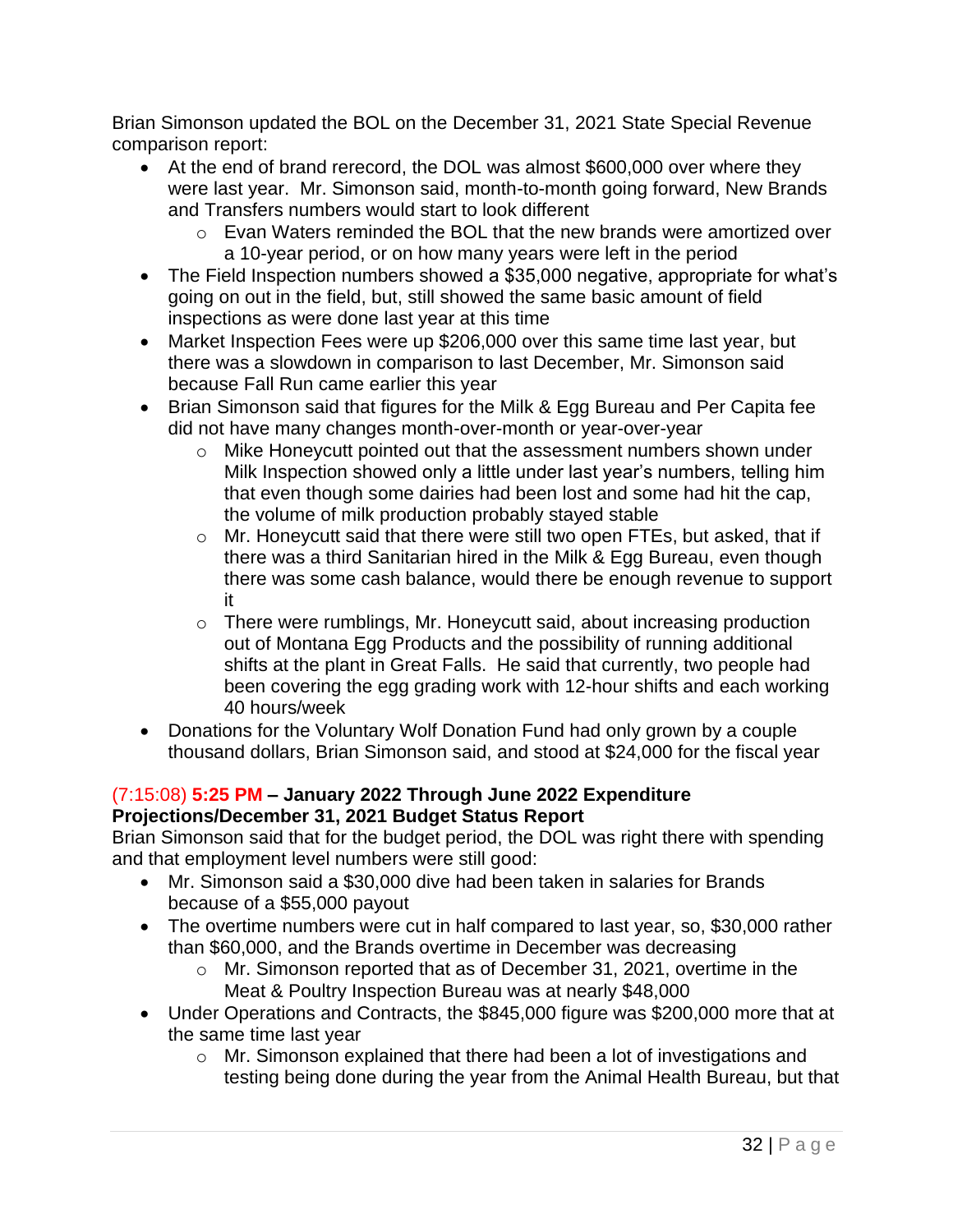Brian Simonson updated the BOL on the December 31, 2021 State Special Revenue comparison report:

- At the end of brand rerecord, the DOL was almost $600,000 over where they were last year. Mr. Simonson said, month-to-month going forward, New Brands and Transfers numbers would start to look different
  - Evan Waters reminded the BOL that the new brands were amortized over a 10-year period, or on how many years were left in the period
- The Field Inspection numbers showed a $35,000 negative, appropriate for what's going on out in the field, but, still showed the same basic amount of field inspections as were done last year at this time
- Market Inspection Fees were up $206,000 over this same time last year, but there was a slowdown in comparison to last December, Mr. Simonson said because Fall Run came earlier this year
- Brian Simonson said that figures for the Milk & Egg Bureau and Per Capita fee did not have many changes month-over-month or year-over-year
  - Mike Honeycutt pointed out that the assessment numbers shown under Milk Inspection showed only a little under last year's numbers, telling him that even though some dairies had been lost and some had hit the cap, the volume of milk production probably stayed stable
  - Mr. Honeycutt said that there were still two open FTEs, but asked, that if there was a third Sanitarian hired in the Milk & Egg Bureau, even though there was some cash balance, would there be enough revenue to support it
  - There were rumblings, Mr. Honeycutt said, about increasing production out of Montana Egg Products and the possibility of running additional shifts at the plant in Great Falls. He said that currently, two people had been covering the egg grading work with 12-hour shifts and each working 40 hours/week
- Donations for the Voluntary Wolf Donation Fund had only grown by a couple thousand dollars, Brian Simonson said, and stood at $24,000 for the fiscal year

### (7:15:08) **5:25 PM** – January 2022 Through June 2022 Expenditure Projections/December 31, 2021 Budget Status Report

Brian Simonson said that for the budget period, the DOL was right there with spending and that employment level numbers were still good:

- Mr. Simonson said a $30,000 dive had been taken in salaries for Brands because of a $55,000 payout
- The overtime numbers were cut in half compared to last year, so, $30,000 rather than $60,000, and the Brands overtime in December was decreasing
  - Mr. Simonson reported that as of December 31, 2021, overtime in the Meat & Poultry Inspection Bureau was at nearly $48,000
- Under Operations and Contracts, the $845,000 figure was $200,000 more that at the same time last year
  - Mr. Simonson explained that there had been a lot of investigations and testing being done during the year from the Animal Health Bureau, but that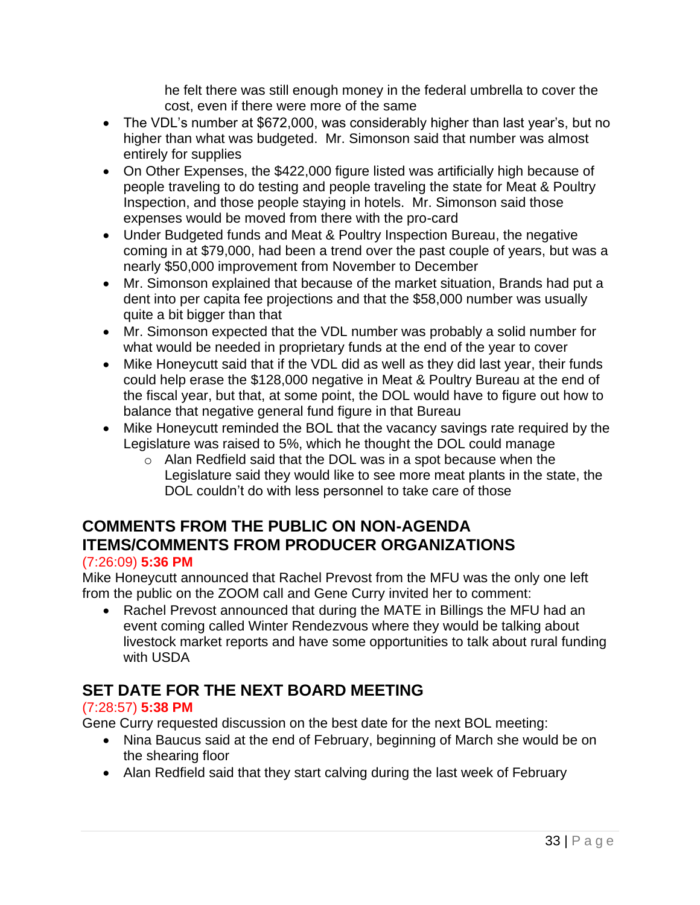- he felt there was still enough money in the federal umbrella to cover the cost, even if there were more of the same
- The VDL's number at $672,000, was considerably higher than last year's, but no higher than what was budgeted. Mr. Simonson said that number was almost entirely for supplies
- On Other Expenses, the $422,000 figure listed was artificially high because of people traveling to do testing and people traveling the state for Meat & Poultry Inspection, and those people staying in hotels. Mr. Simonson said those expenses would be moved from there with the pro-card
- Under Budgeted funds and Meat & Poultry Inspection Bureau, the negative coming in at $79,000, had been a trend over the past couple of years, but was a nearly $50,000 improvement from November to December
- Mr. Simonson explained that because of the market situation, Brands had put a dent into per capita fee projections and that the $58,000 number was usually quite a bit bigger than that
- Mr. Simonson expected that the VDL number was probably a solid number for what would be needed in proprietary funds at the end of the year to cover
- Mike Honeycutt said that if the VDL did as well as they did last year, their funds could help erase the $128,000 negative in Meat & Poultry Bureau at the end of the fiscal year, but that, at some point, the DOL would have to figure out how to balance that negative general fund figure in that Bureau
- Mike Honeycutt reminded the BOL that the vacancy savings rate required by the Legislature was raised to 5%, which he thought the DOL could manage
    - Alan Redfield said that the DOL was in a spot because when the Legislature said they would like to see more meat plants in the state, the DOL couldn't do with less personnel to take care of those

## COMMENTS FROM THE PUBLIC ON NON-AGENDA ITEMS/COMMENTS FROM PRODUCER ORGANIZATIONS

(7:26:09) **5:36 PM**

Mike Honeycutt announced that Rachel Prevost from the MFU was the only one left from the public on the ZOOM call and Gene Curry invited her to comment:

- Rachel Prevost announced that during the MATE in Billings the MFU had an event coming called Winter Rendezvous where they would be talking about livestock market reports and have some opportunities to talk about rural funding with USDA

## SET DATE FOR THE NEXT BOARD MEETING

(7:28:57) **5:38 PM**

Gene Curry requested discussion on the best date for the next BOL meeting:

- Nina Baucus said at the end of February, beginning of March she would be on the shearing floor
- Alan Redfield said that they start calving during the last week of February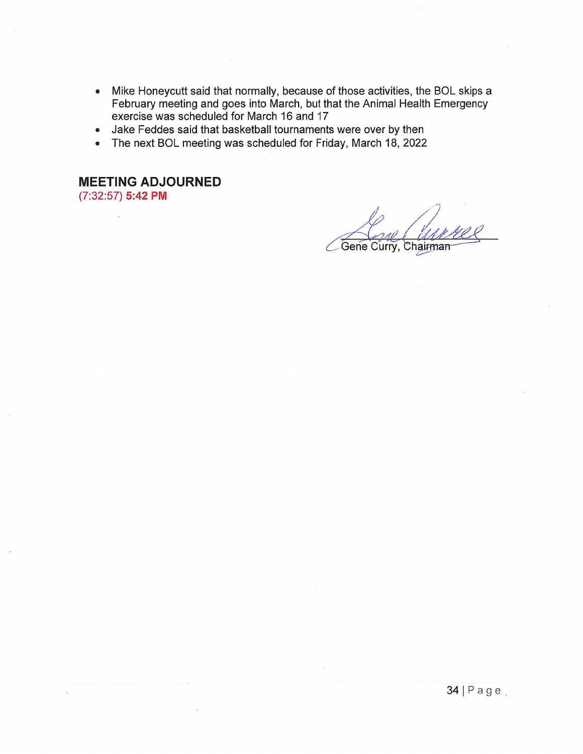- Mike Honeycutt said that normally, because of those activities, the BOL skips a February meeting and goes into March, but that the Animal Health Emergency exercise was scheduled for March 16 and 17
- Jake Feddes said that basketball tournaments were over by then
- The next BOL meeting was scheduled for Friday, March 18, 2022

## MEETING ADJOURNED

(7:32:57) **5:42 PM**

Gene Curry, Chairman